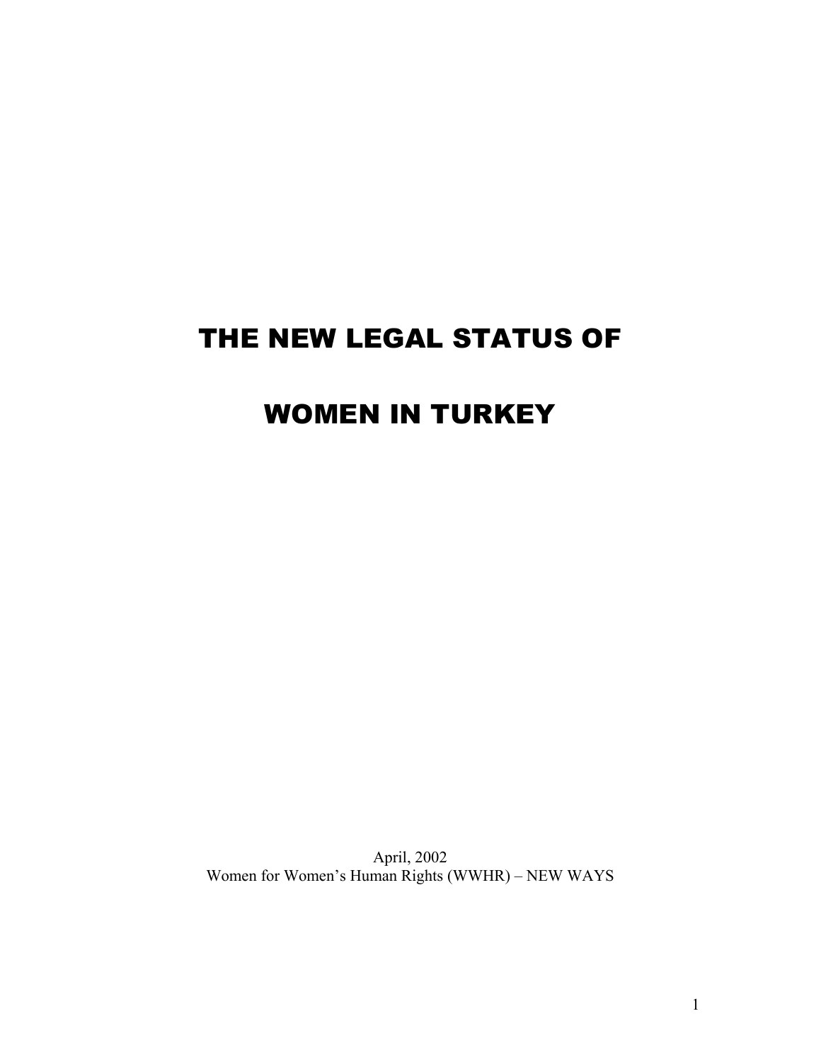# THE NEW LEGAL STATUS OF WOMEN IN TURKEY

April, 2002
Women for Women's Human Rights (WWHR) – NEW WAYS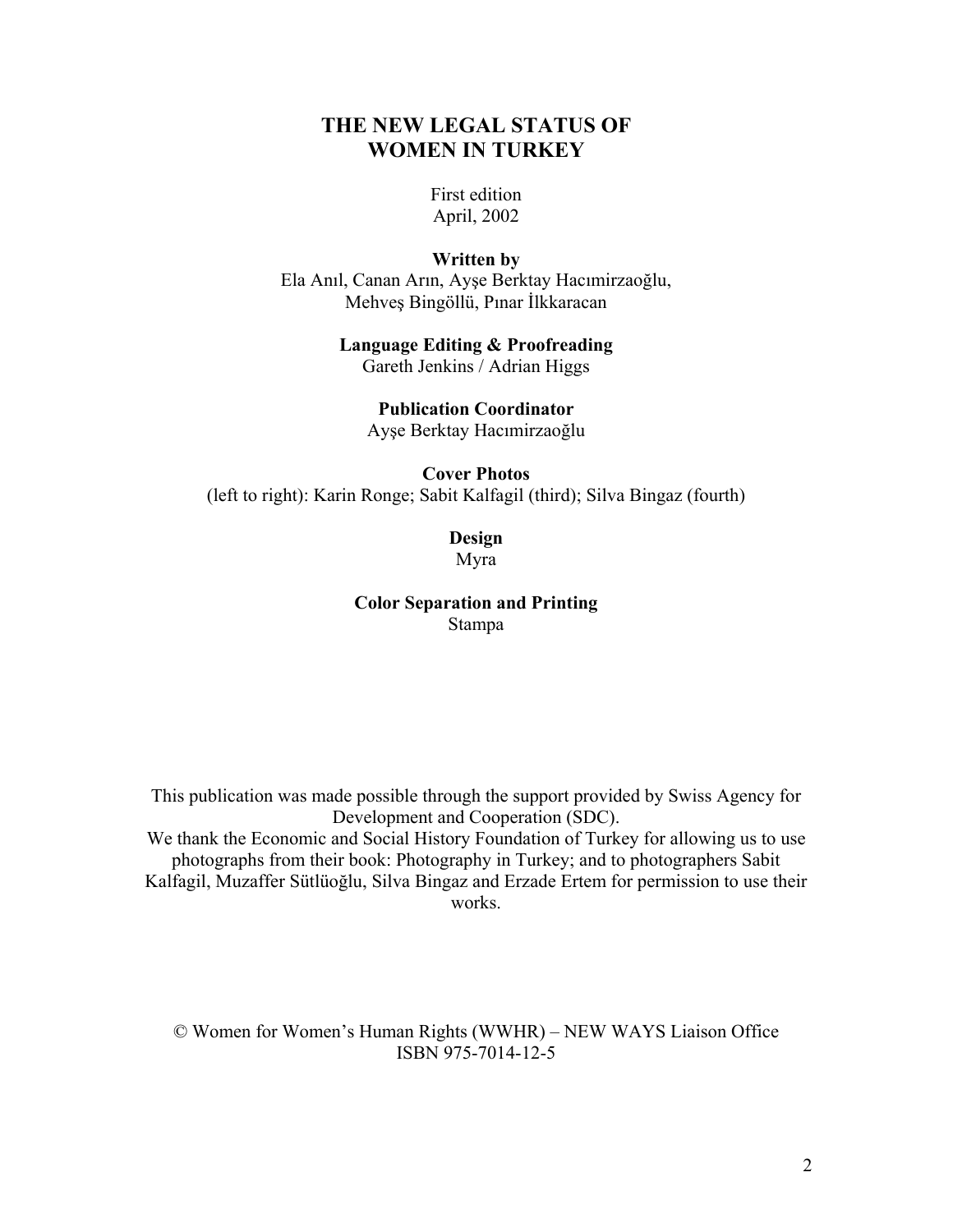# THE NEW LEGAL STATUS OF WOMEN IN TURKEY

First edition
April, 2002

**Written by**
Ela Anıl, Canan Arın, Ayşe Berktay Hacımirzaoğlu,
Mehveş Bingöllü, Pınar İlkkaracan

**Language Editing & Proofreading**
Gareth Jenkins / Adrian Higgs

**Publication Coordinator**
Ayşe Berktay Hacımirzaoğlu

**Cover Photos**
(left to right): Karin Ronge; Sabit Kalfagil (third); Silva Bingaz (fourth)

**Design**
Myra

**Color Separation and Printing**
Stampa

This publication was made possible through the support provided by Swiss Agency for Development and Cooperation (SDC).
We thank the Economic and Social History Foundation of Turkey for allowing us to use photographs from their book: Photography in Turkey; and to photographers Sabit Kalfagil, Muzaffer Sütlüoğlu, Silva Bingaz and Erzade Ertem for permission to use their works.

© Women for Women's Human Rights (WWHR) – NEW WAYS Liaison Office
ISBN 975-7014-12-5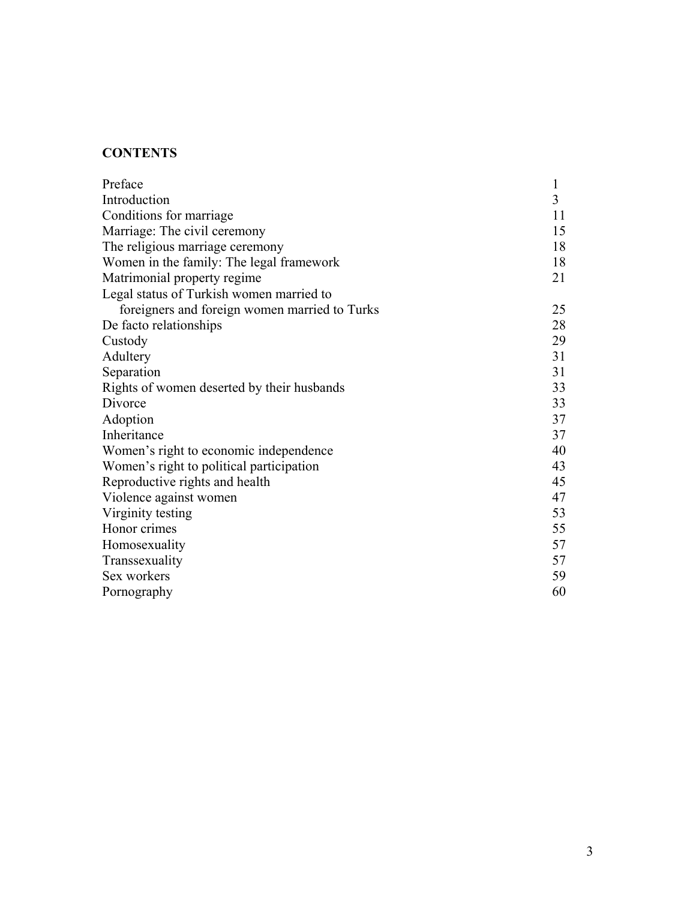## CONTENTS

| | |
|---|---|
| Preface | 1 |
| Introduction | 3 |
| Conditions for marriage | 11 |
| Marriage: The civil ceremony | 15 |
| The religious marriage ceremony | 18 |
| Women in the family: The legal framework | 18 |
| Matrimonial property regime | 21 |
| Legal status of Turkish women married to foreigners and foreign women married to Turks | 25 |
| De facto relationships | 28 |
| Custody | 29 |
| Adultery | 31 |
| Separation | 31 |
| Rights of women deserted by their husbands | 33 |
| Divorce | 33 |
| Adoption | 37 |
| Inheritance | 37 |
| Women's right to economic independence | 40 |
| Women's right to political participation | 43 |
| Reproductive rights and health | 45 |
| Violence against women | 47 |
| Virginity testing | 53 |
| Honor crimes | 55 |
| Homosexuality | 57 |
| Transsexuality | 57 |
| Sex workers | 59 |
| Pornography | 60 |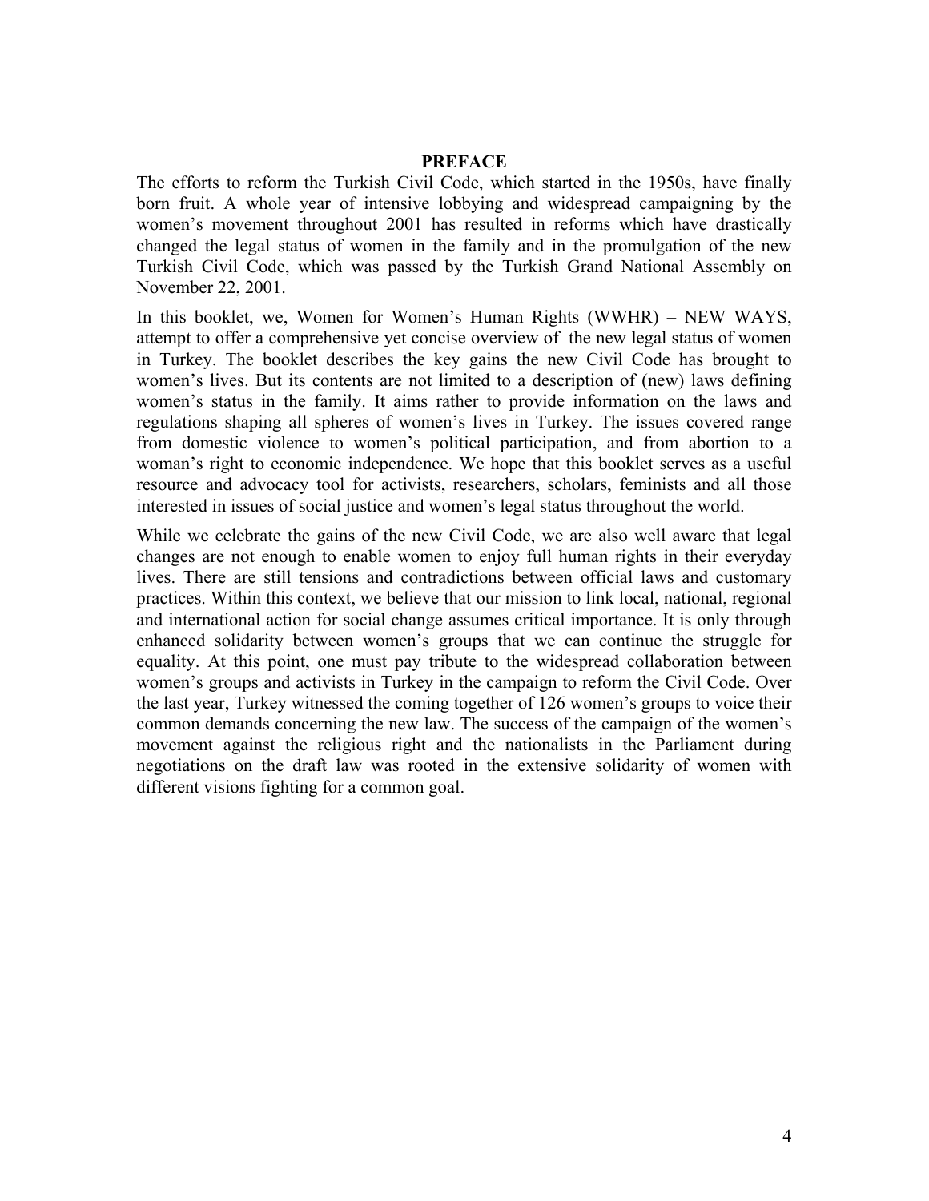# PREFACE

The efforts to reform the Turkish Civil Code, which started in the 1950s, have finally born fruit. A whole year of intensive lobbying and widespread campaigning by the women's movement throughout 2001 has resulted in reforms which have drastically changed the legal status of women in the family and in the promulgation of the new Turkish Civil Code, which was passed by the Turkish Grand National Assembly on November 22, 2001.

In this booklet, we, Women for Women's Human Rights (WWHR) – NEW WAYS, attempt to offer a comprehensive yet concise overview of the new legal status of women in Turkey. The booklet describes the key gains the new Civil Code has brought to women's lives. But its contents are not limited to a description of (new) laws defining women's status in the family. It aims rather to provide information on the laws and regulations shaping all spheres of women's lives in Turkey. The issues covered range from domestic violence to women's political participation, and from abortion to a woman's right to economic independence. We hope that this booklet serves as a useful resource and advocacy tool for activists, researchers, scholars, feminists and all those interested in issues of social justice and women's legal status throughout the world.

While we celebrate the gains of the new Civil Code, we are also well aware that legal changes are not enough to enable women to enjoy full human rights in their everyday lives. There are still tensions and contradictions between official laws and customary practices. Within this context, we believe that our mission to link local, national, regional and international action for social change assumes critical importance. It is only through enhanced solidarity between women's groups that we can continue the struggle for equality. At this point, one must pay tribute to the widespread collaboration between women's groups and activists in Turkey in the campaign to reform the Civil Code. Over the last year, Turkey witnessed the coming together of 126 women's groups to voice their common demands concerning the new law. The success of the campaign of the women's movement against the religious right and the nationalists in the Parliament during negotiations on the draft law was rooted in the extensive solidarity of women with different visions fighting for a common goal.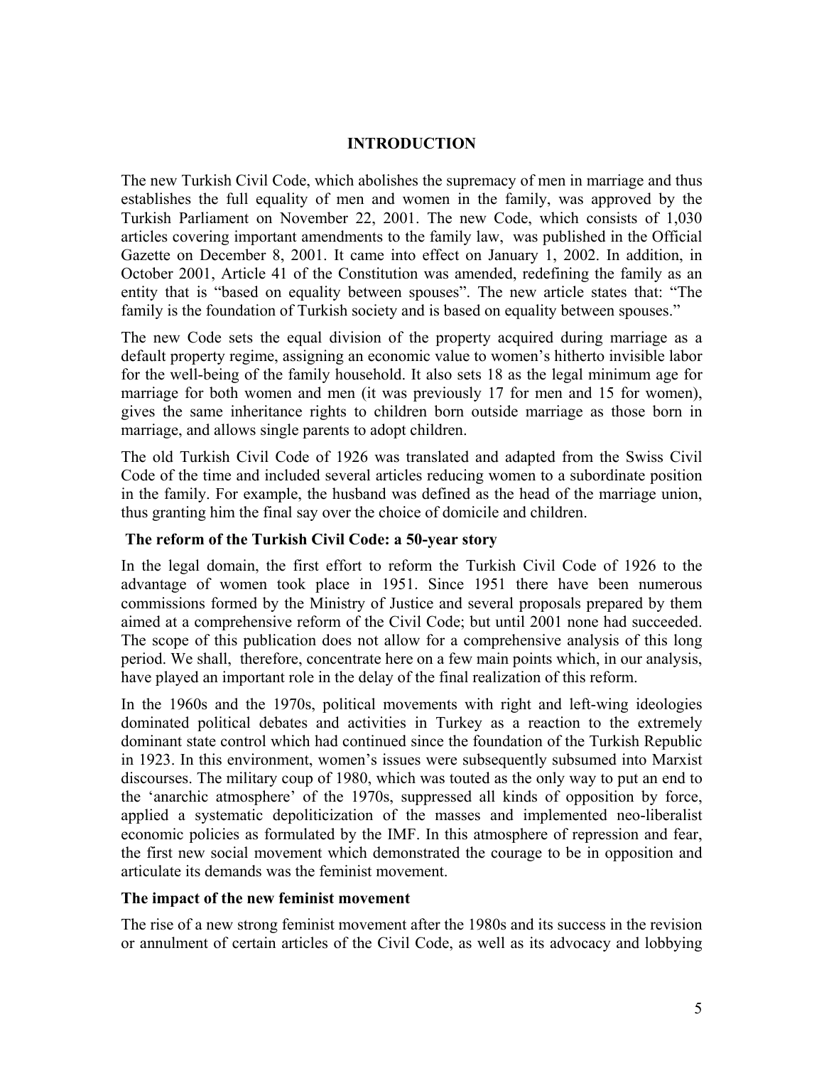## INTRODUCTION

The new Turkish Civil Code, which abolishes the supremacy of men in marriage and thus establishes the full equality of men and women in the family, was approved by the Turkish Parliament on November 22, 2001. The new Code, which consists of 1,030 articles covering important amendments to the family law, was published in the Official Gazette on December 8, 2001. It came into effect on January 1, 2002. In addition, in October 2001, Article 41 of the Constitution was amended, redefining the family as an entity that is "based on equality between spouses". The new article states that: "The family is the foundation of Turkish society and is based on equality between spouses."

The new Code sets the equal division of the property acquired during marriage as a default property regime, assigning an economic value to women's hitherto invisible labor for the well-being of the family household. It also sets 18 as the legal minimum age for marriage for both women and men (it was previously 17 for men and 15 for women), gives the same inheritance rights to children born outside marriage as those born in marriage, and allows single parents to adopt children.

The old Turkish Civil Code of 1926 was translated and adapted from the Swiss Civil Code of the time and included several articles reducing women to a subordinate position in the family. For example, the husband was defined as the head of the marriage union, thus granting him the final say over the choice of domicile and children.

### The reform of the Turkish Civil Code: a 50-year story

In the legal domain, the first effort to reform the Turkish Civil Code of 1926 to the advantage of women took place in 1951. Since 1951 there have been numerous commissions formed by the Ministry of Justice and several proposals prepared by them aimed at a comprehensive reform of the Civil Code; but until 2001 none had succeeded. The scope of this publication does not allow for a comprehensive analysis of this long period. We shall, therefore, concentrate here on a few main points which, in our analysis, have played an important role in the delay of the final realization of this reform.

In the 1960s and the 1970s, political movements with right and left-wing ideologies dominated political debates and activities in Turkey as a reaction to the extremely dominant state control which had continued since the foundation of the Turkish Republic in 1923. In this environment, women's issues were subsequently subsumed into Marxist discourses. The military coup of 1980, which was touted as the only way to put an end to the 'anarchic atmosphere' of the 1970s, suppressed all kinds of opposition by force, applied a systematic depoliticization of the masses and implemented neo-liberalist economic policies as formulated by the IMF. In this atmosphere of repression and fear, the first new social movement which demonstrated the courage to be in opposition and articulate its demands was the feminist movement.

### The impact of the new feminist movement

The rise of a new strong feminist movement after the 1980s and its success in the revision or annulment of certain articles of the Civil Code, as well as its advocacy and lobbying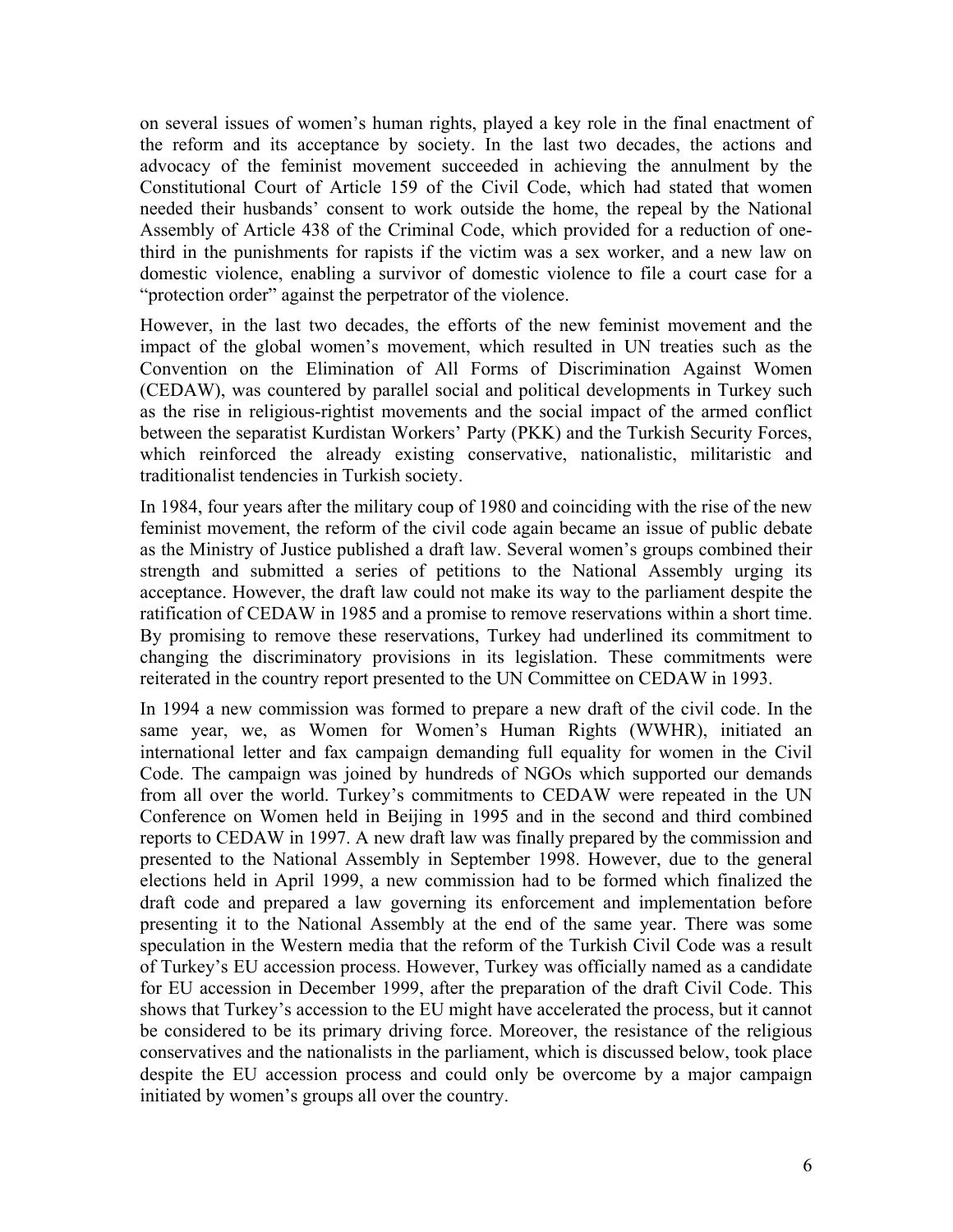on several issues of women's human rights, played a key role in the final enactment of the reform and its acceptance by society. In the last two decades, the actions and advocacy of the feminist movement succeeded in achieving the annulment by the Constitutional Court of Article 159 of the Civil Code, which had stated that women needed their husbands' consent to work outside the home, the repeal by the National Assembly of Article 438 of the Criminal Code, which provided for a reduction of one-third in the punishments for rapists if the victim was a sex worker, and a new law on domestic violence, enabling a survivor of domestic violence to file a court case for a "protection order" against the perpetrator of the violence.

However, in the last two decades, the efforts of the new feminist movement and the impact of the global women's movement, which resulted in UN treaties such as the Convention on the Elimination of All Forms of Discrimination Against Women (CEDAW), was countered by parallel social and political developments in Turkey such as the rise in religious-rightist movements and the social impact of the armed conflict between the separatist Kurdistan Workers' Party (PKK) and the Turkish Security Forces, which reinforced the already existing conservative, nationalistic, militaristic and traditionalist tendencies in Turkish society.

In 1984, four years after the military coup of 1980 and coinciding with the rise of the new feminist movement, the reform of the civil code again became an issue of public debate as the Ministry of Justice published a draft law. Several women's groups combined their strength and submitted a series of petitions to the National Assembly urging its acceptance. However, the draft law could not make its way to the parliament despite the ratification of CEDAW in 1985 and a promise to remove reservations within a short time. By promising to remove these reservations, Turkey had underlined its commitment to changing the discriminatory provisions in its legislation. These commitments were reiterated in the country report presented to the UN Committee on CEDAW in 1993.

In 1994 a new commission was formed to prepare a new draft of the civil code. In the same year, we, as Women for Women's Human Rights (WWHR), initiated an international letter and fax campaign demanding full equality for women in the Civil Code. The campaign was joined by hundreds of NGOs which supported our demands from all over the world. Turkey's commitments to CEDAW were repeated in the UN Conference on Women held in Beijing in 1995 and in the second and third combined reports to CEDAW in 1997. A new draft law was finally prepared by the commission and presented to the National Assembly in September 1998. However, due to the general elections held in April 1999, a new commission had to be formed which finalized the draft code and prepared a law governing its enforcement and implementation before presenting it to the National Assembly at the end of the same year. There was some speculation in the Western media that the reform of the Turkish Civil Code was a result of Turkey's EU accession process. However, Turkey was officially named as a candidate for EU accession in December 1999, after the preparation of the draft Civil Code. This shows that Turkey's accession to the EU might have accelerated the process, but it cannot be considered to be its primary driving force. Moreover, the resistance of the religious conservatives and the nationalists in the parliament, which is discussed below, took place despite the EU accession process and could only be overcome by a major campaign initiated by women's groups all over the country.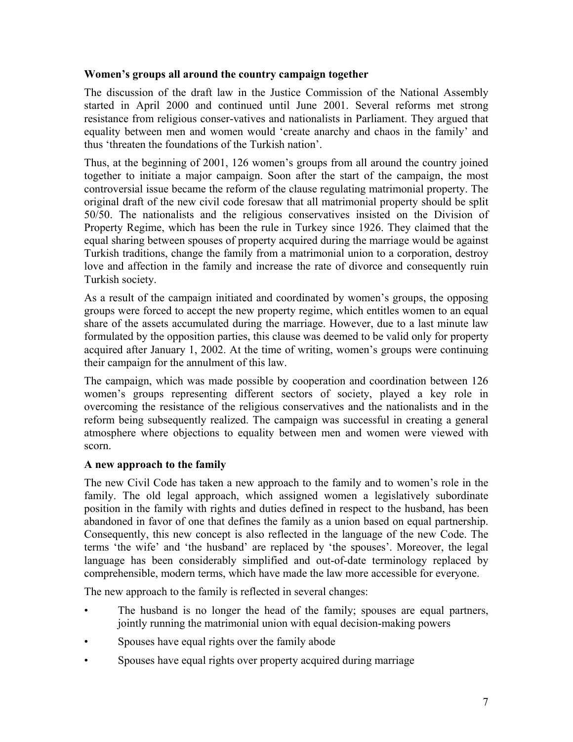### Women's groups all around the country campaign together

The discussion of the draft law in the Justice Commission of the National Assembly started in April 2000 and continued until June 2001. Several reforms met strong resistance from religious conser-vatives and nationalists in Parliament. They argued that equality between men and women would 'create anarchy and chaos in the family' and thus 'threaten the foundations of the Turkish nation'.

Thus, at the beginning of 2001, 126 women's groups from all around the country joined together to initiate a major campaign. Soon after the start of the campaign, the most controversial issue became the reform of the clause regulating matrimonial property. The original draft of the new civil code foresaw that all matrimonial property should be split 50/50. The nationalists and the religious conservatives insisted on the Division of Property Regime, which has been the rule in Turkey since 1926. They claimed that the equal sharing between spouses of property acquired during the marriage would be against Turkish traditions, change the family from a matrimonial union to a corporation, destroy love and affection in the family and increase the rate of divorce and consequently ruin Turkish society.

As a result of the campaign initiated and coordinated by women's groups, the opposing groups were forced to accept the new property regime, which entitles women to an equal share of the assets accumulated during the marriage. However, due to a last minute law formulated by the opposition parties, this clause was deemed to be valid only for property acquired after January 1, 2002. At the time of writing, women's groups were continuing their campaign for the annulment of this law.

The campaign, which was made possible by cooperation and coordination between 126 women's groups representing different sectors of society, played a key role in overcoming the resistance of the religious conservatives and the nationalists and in the reform being subsequently realized. The campaign was successful in creating a general atmosphere where objections to equality between men and women were viewed with scorn.

### A new approach to the family

The new Civil Code has taken a new approach to the family and to women's role in the family. The old legal approach, which assigned women a legislatively subordinate position in the family with rights and duties defined in respect to the husband, has been abandoned in favor of one that defines the family as a union based on equal partnership. Consequently, this new concept is also reflected in the language of the new Code. The terms 'the wife' and 'the husband' are replaced by 'the spouses'. Moreover, the legal language has been considerably simplified and out-of-date terminology replaced by comprehensible, modern terms, which have made the law more accessible for everyone.

The new approach to the family is reflected in several changes:

- The husband is no longer the head of the family; spouses are equal partners, jointly running the matrimonial union with equal decision-making powers
- Spouses have equal rights over the family abode
- Spouses have equal rights over property acquired during marriage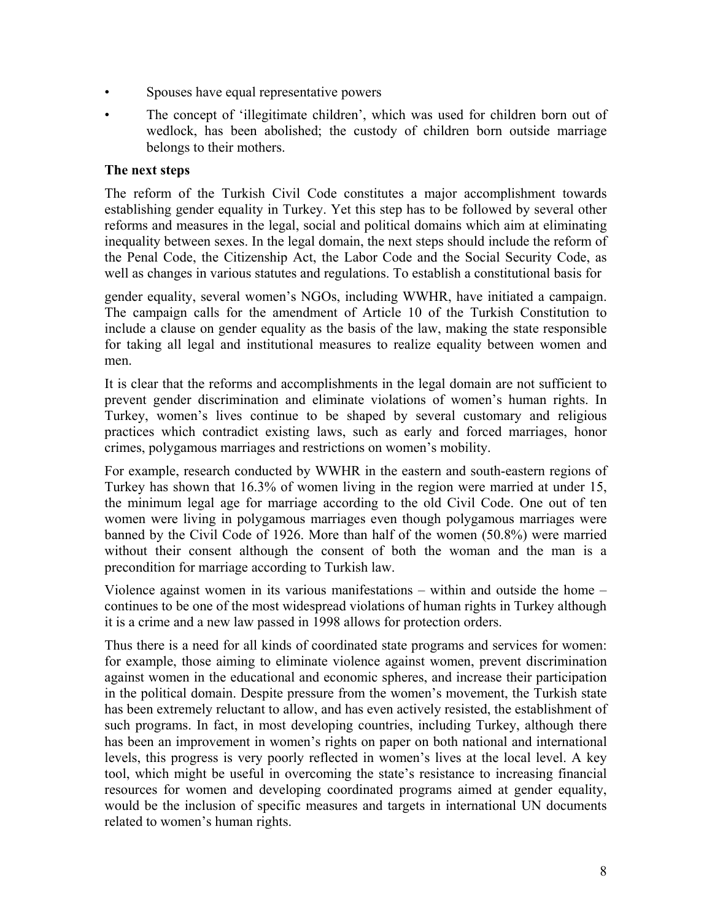- Spouses have equal representative powers
- The concept of 'illegitimate children', which was used for children born out of wedlock, has been abolished; the custody of children born outside marriage belongs to their mothers.

**The next steps**

The reform of the Turkish Civil Code constitutes a major accomplishment towards establishing gender equality in Turkey. Yet this step has to be followed by several other reforms and measures in the legal, social and political domains which aim at eliminating inequality between sexes. In the legal domain, the next steps should include the reform of the Penal Code, the Citizenship Act, the Labor Code and the Social Security Code, as well as changes in various statutes and regulations. To establish a constitutional basis for gender equality, several women's NGOs, including WWHR, have initiated a campaign. The campaign calls for the amendment of Article 10 of the Turkish Constitution to include a clause on gender equality as the basis of the law, making the state responsible for taking all legal and institutional measures to realize equality between women and men.

It is clear that the reforms and accomplishments in the legal domain are not sufficient to prevent gender discrimination and eliminate violations of women's human rights. In Turkey, women's lives continue to be shaped by several customary and religious practices which contradict existing laws, such as early and forced marriages, honor crimes, polygamous marriages and restrictions on women's mobility.

For example, research conducted by WWHR in the eastern and south-eastern regions of Turkey has shown that 16.3% of women living in the region were married at under 15, the minimum legal age for marriage according to the old Civil Code. One out of ten women were living in polygamous marriages even though polygamous marriages were banned by the Civil Code of 1926. More than half of the women (50.8%) were married without their consent although the consent of both the woman and the man is a precondition for marriage according to Turkish law.

Violence against women in its various manifestations – within and outside the home – continues to be one of the most widespread violations of human rights in Turkey although it is a crime and a new law passed in 1998 allows for protection orders.

Thus there is a need for all kinds of coordinated state programs and services for women: for example, those aiming to eliminate violence against women, prevent discrimination against women in the educational and economic spheres, and increase their participation in the political domain. Despite pressure from the women's movement, the Turkish state has been extremely reluctant to allow, and has even actively resisted, the establishment of such programs. In fact, in most developing countries, including Turkey, although there has been an improvement in women's rights on paper on both national and international levels, this progress is very poorly reflected in women's lives at the local level. A key tool, which might be useful in overcoming the state's resistance to increasing financial resources for women and developing coordinated programs aimed at gender equality, would be the inclusion of specific measures and targets in international UN documents related to women's human rights.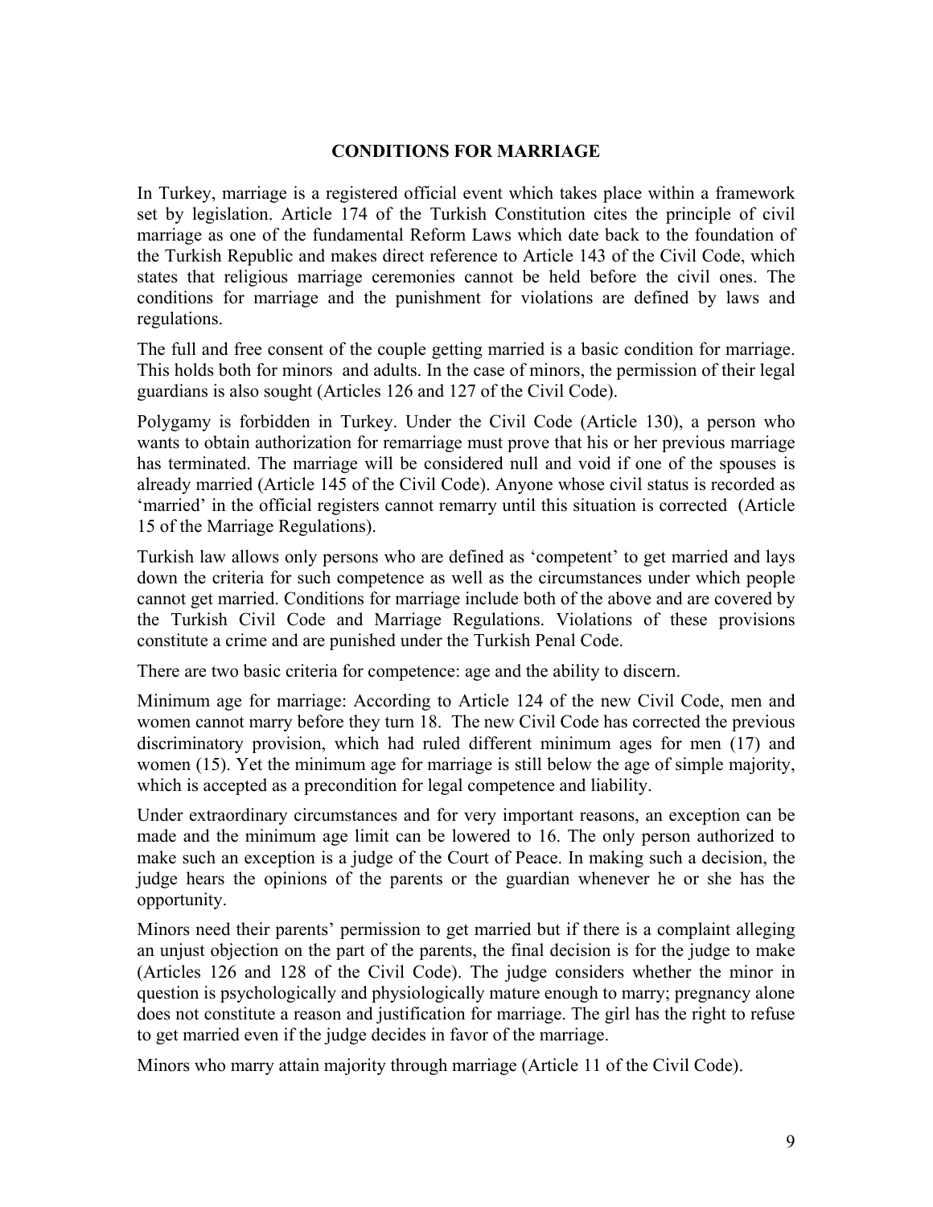## CONDITIONS FOR MARRIAGE

In Turkey, marriage is a registered official event which takes place within a framework set by legislation. Article 174 of the Turkish Constitution cites the principle of civil marriage as one of the fundamental Reform Laws which date back to the foundation of the Turkish Republic and makes direct reference to Article 143 of the Civil Code, which states that religious marriage ceremonies cannot be held before the civil ones. The conditions for marriage and the punishment for violations are defined by laws and regulations.

The full and free consent of the couple getting married is a basic condition for marriage. This holds both for minors and adults. In the case of minors, the permission of their legal guardians is also sought (Articles 126 and 127 of the Civil Code).

Polygamy is forbidden in Turkey. Under the Civil Code (Article 130), a person who wants to obtain authorization for remarriage must prove that his or her previous marriage has terminated. The marriage will be considered null and void if one of the spouses is already married (Article 145 of the Civil Code). Anyone whose civil status is recorded as 'married' in the official registers cannot remarry until this situation is corrected (Article 15 of the Marriage Regulations).

Turkish law allows only persons who are defined as 'competent' to get married and lays down the criteria for such competence as well as the circumstances under which people cannot get married. Conditions for marriage include both of the above and are covered by the Turkish Civil Code and Marriage Regulations. Violations of these provisions constitute a crime and are punished under the Turkish Penal Code.

There are two basic criteria for competence: age and the ability to discern.

Minimum age for marriage: According to Article 124 of the new Civil Code, men and women cannot marry before they turn 18. The new Civil Code has corrected the previous discriminatory provision, which had ruled different minimum ages for men (17) and women (15). Yet the minimum age for marriage is still below the age of simple majority, which is accepted as a precondition for legal competence and liability.

Under extraordinary circumstances and for very important reasons, an exception can be made and the minimum age limit can be lowered to 16. The only person authorized to make such an exception is a judge of the Court of Peace. In making such a decision, the judge hears the opinions of the parents or the guardian whenever he or she has the opportunity.

Minors need their parents' permission to get married but if there is a complaint alleging an unjust objection on the part of the parents, the final decision is for the judge to make (Articles 126 and 128 of the Civil Code). The judge considers whether the minor in question is psychologically and physiologically mature enough to marry; pregnancy alone does not constitute a reason and justification for marriage. The girl has the right to refuse to get married even if the judge decides in favor of the marriage.

Minors who marry attain majority through marriage (Article 11 of the Civil Code).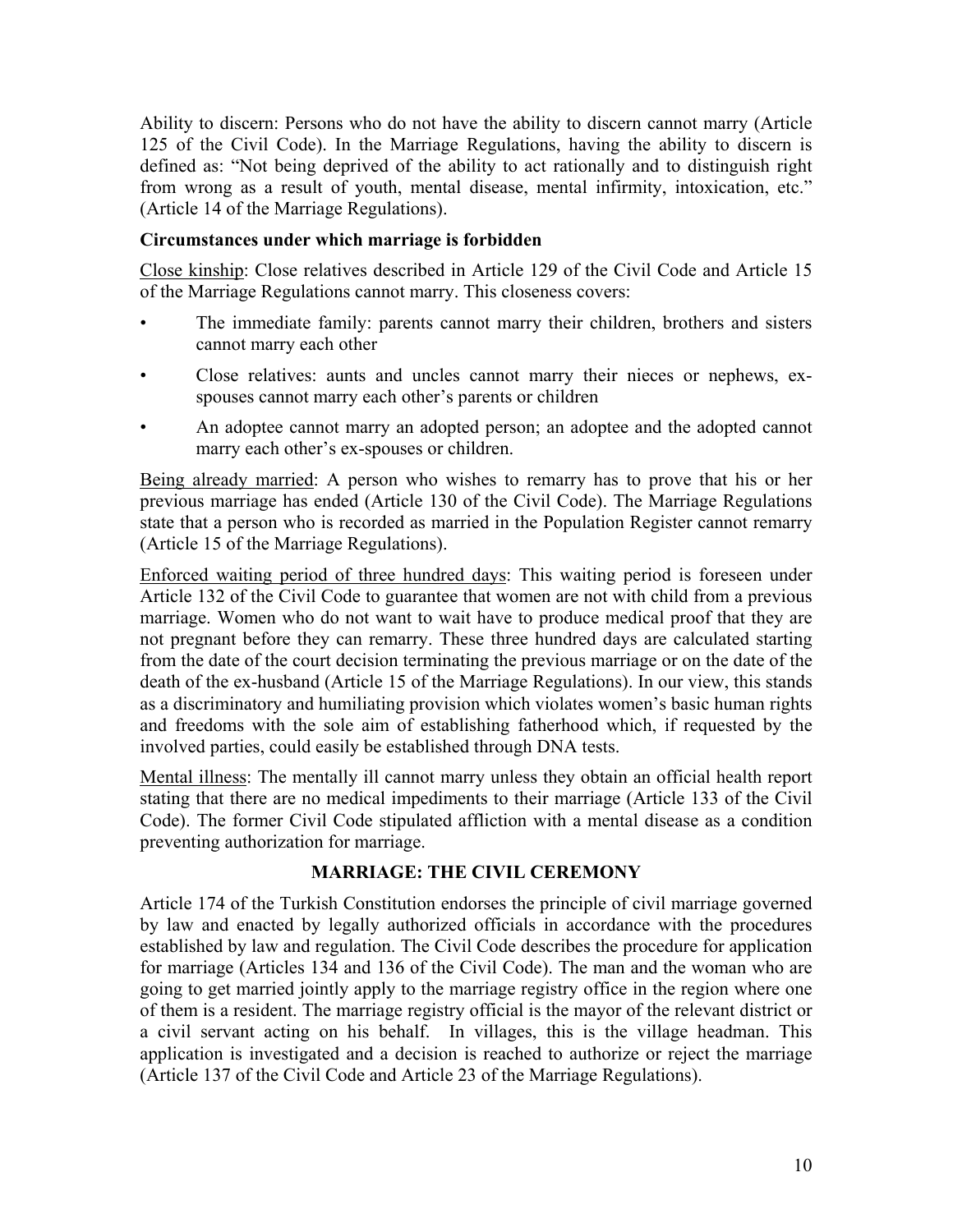Ability to discern: Persons who do not have the ability to discern cannot marry (Article 125 of the Civil Code). In the Marriage Regulations, having the ability to discern is defined as: "Not being deprived of the ability to act rationally and to distinguish right from wrong as a result of youth, mental disease, mental infirmity, intoxication, etc." (Article 14 of the Marriage Regulations).

**Circumstances under which marriage is forbidden**

Close kinship: Close relatives described in Article 129 of the Civil Code and Article 15 of the Marriage Regulations cannot marry. This closeness covers:

- The immediate family: parents cannot marry their children, brothers and sisters cannot marry each other
- Close relatives: aunts and uncles cannot marry their nieces or nephews, ex-spouses cannot marry each other's parents or children
- An adoptee cannot marry an adopted person; an adoptee and the adopted cannot marry each other's ex-spouses or children.

Being already married: A person who wishes to remarry has to prove that his or her previous marriage has ended (Article 130 of the Civil Code). The Marriage Regulations state that a person who is recorded as married in the Population Register cannot remarry (Article 15 of the Marriage Regulations).

Enforced waiting period of three hundred days: This waiting period is foreseen under Article 132 of the Civil Code to guarantee that women are not with child from a previous marriage. Women who do not want to wait have to produce medical proof that they are not pregnant before they can remarry. These three hundred days are calculated starting from the date of the court decision terminating the previous marriage or on the date of the death of the ex-husband (Article 15 of the Marriage Regulations). In our view, this stands as a discriminatory and humiliating provision which violates women's basic human rights and freedoms with the sole aim of establishing fatherhood which, if requested by the involved parties, could easily be established through DNA tests.

Mental illness: The mentally ill cannot marry unless they obtain an official health report stating that there are no medical impediments to their marriage (Article 133 of the Civil Code). The former Civil Code stipulated affliction with a mental disease as a condition preventing authorization for marriage.

## MARRIAGE: THE CIVIL CEREMONY

Article 174 of the Turkish Constitution endorses the principle of civil marriage governed by law and enacted by legally authorized officials in accordance with the procedures established by law and regulation. The Civil Code describes the procedure for application for marriage (Articles 134 and 136 of the Civil Code). The man and the woman who are going to get married jointly apply to the marriage registry office in the region where one of them is a resident. The marriage registry official is the mayor of the relevant district or a civil servant acting on his behalf. In villages, this is the village headman. This application is investigated and a decision is reached to authorize or reject the marriage (Article 137 of the Civil Code and Article 23 of the Marriage Regulations).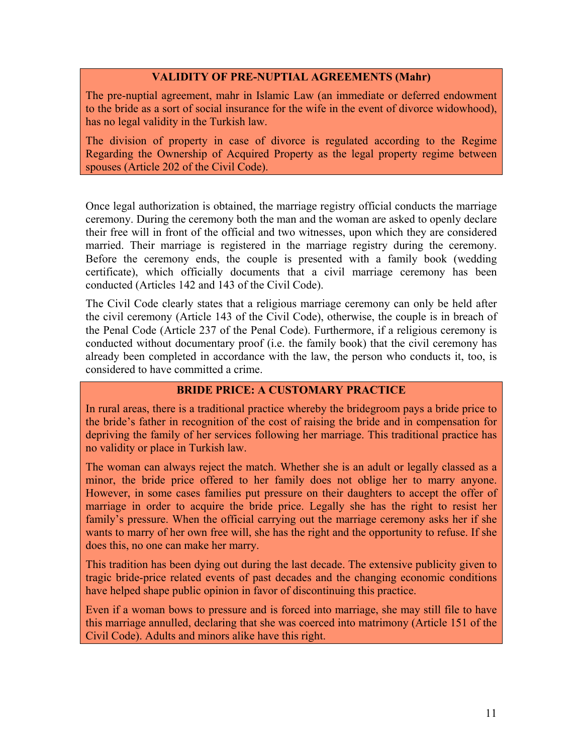### VALIDITY OF PRE-NUPTIAL AGREEMENTS (Mahr)

The pre-nuptial agreement, mahr in Islamic Law (an immediate or deferred endowment to the bride as a sort of social insurance for the wife in the event of divorce widowhood), has no legal validity in the Turkish law.

The division of property in case of divorce is regulated according to the Regime Regarding the Ownership of Acquired Property as the legal property regime between spouses (Article 202 of the Civil Code).

Once legal authorization is obtained, the marriage registry official conducts the marriage ceremony. During the ceremony both the man and the woman are asked to openly declare their free will in front of the official and two witnesses, upon which they are considered married. Their marriage is registered in the marriage registry during the ceremony. Before the ceremony ends, the couple is presented with a family book (wedding certificate), which officially documents that a civil marriage ceremony has been conducted (Articles 142 and 143 of the Civil Code).

The Civil Code clearly states that a religious marriage ceremony can only be held after the civil ceremony (Article 143 of the Civil Code), otherwise, the couple is in breach of the Penal Code (Article 237 of the Penal Code). Furthermore, if a religious ceremony is conducted without documentary proof (i.e. the family book) that the civil ceremony has already been completed in accordance with the law, the person who conducts it, too, is considered to have committed a crime.

### BRIDE PRICE: A CUSTOMARY PRACTICE

In rural areas, there is a traditional practice whereby the bridegroom pays a bride price to the bride's father in recognition of the cost of raising the bride and in compensation for depriving the family of her services following her marriage. This traditional practice has no validity or place in Turkish law.

The woman can always reject the match. Whether she is an adult or legally classed as a minor, the bride price offered to her family does not oblige her to marry anyone. However, in some cases families put pressure on their daughters to accept the offer of marriage in order to acquire the bride price. Legally she has the right to resist her family's pressure. When the official carrying out the marriage ceremony asks her if she wants to marry of her own free will, she has the right and the opportunity to refuse. If she does this, no one can make her marry.

This tradition has been dying out during the last decade. The extensive publicity given to tragic bride-price related events of past decades and the changing economic conditions have helped shape public opinion in favor of discontinuing this practice.

Even if a woman bows to pressure and is forced into marriage, she may still file to have this marriage annulled, declaring that she was coerced into matrimony (Article 151 of the Civil Code). Adults and minors alike have this right.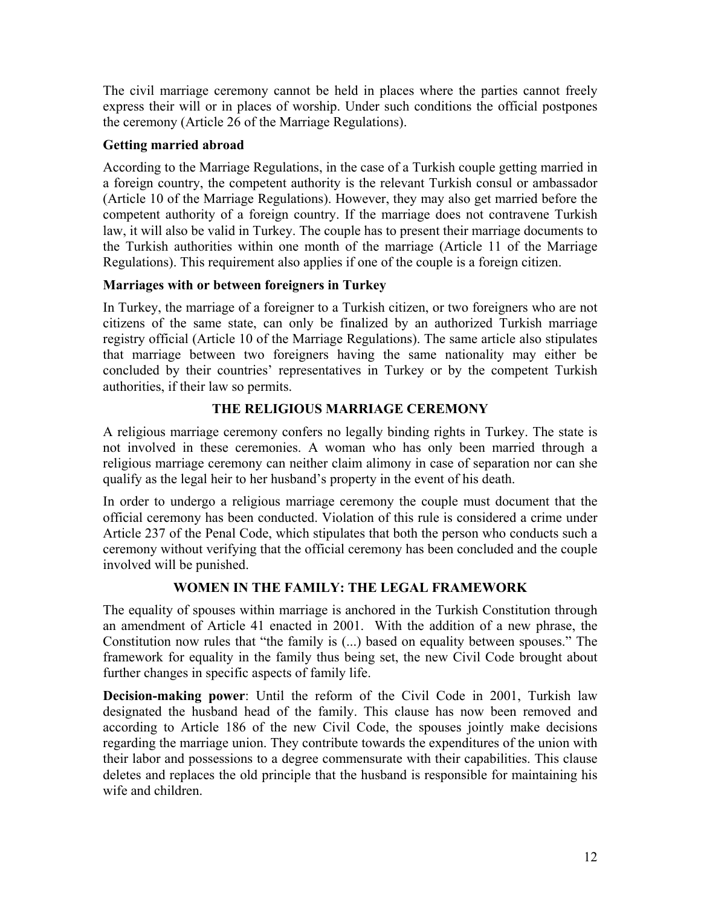The civil marriage ceremony cannot be held in places where the parties cannot freely express their will or in places of worship. Under such conditions the official postpones the ceremony (Article 26 of the Marriage Regulations).

### Getting married abroad

According to the Marriage Regulations, in the case of a Turkish couple getting married in a foreign country, the competent authority is the relevant Turkish consul or ambassador (Article 10 of the Marriage Regulations). However, they may also get married before the competent authority of a foreign country. If the marriage does not contravene Turkish law, it will also be valid in Turkey. The couple has to present their marriage documents to the Turkish authorities within one month of the marriage (Article 11 of the Marriage Regulations). This requirement also applies if one of the couple is a foreign citizen.

### Marriages with or between foreigners in Turkey

In Turkey, the marriage of a foreigner to a Turkish citizen, or two foreigners who are not citizens of the same state, can only be finalized by an authorized Turkish marriage registry official (Article 10 of the Marriage Regulations). The same article also stipulates that marriage between two foreigners having the same nationality may either be concluded by their countries' representatives in Turkey or by the competent Turkish authorities, if their law so permits.

## THE RELIGIOUS MARRIAGE CEREMONY

A religious marriage ceremony confers no legally binding rights in Turkey. The state is not involved in these ceremonies. A woman who has only been married through a religious marriage ceremony can neither claim alimony in case of separation nor can she qualify as the legal heir to her husband's property in the event of his death.

In order to undergo a religious marriage ceremony the couple must document that the official ceremony has been conducted. Violation of this rule is considered a crime under Article 237 of the Penal Code, which stipulates that both the person who conducts such a ceremony without verifying that the official ceremony has been concluded and the couple involved will be punished.

## WOMEN IN THE FAMILY: THE LEGAL FRAMEWORK

The equality of spouses within marriage is anchored in the Turkish Constitution through an amendment of Article 41 enacted in 2001. With the addition of a new phrase, the Constitution now rules that "the family is (...) based on equality between spouses." The framework for equality in the family thus being set, the new Civil Code brought about further changes in specific aspects of family life.

**Decision-making power**: Until the reform of the Civil Code in 2001, Turkish law designated the husband head of the family. This clause has now been removed and according to Article 186 of the new Civil Code, the spouses jointly make decisions regarding the marriage union. They contribute towards the expenditures of the union with their labor and possessions to a degree commensurate with their capabilities. This clause deletes and replaces the old principle that the husband is responsible for maintaining his wife and children.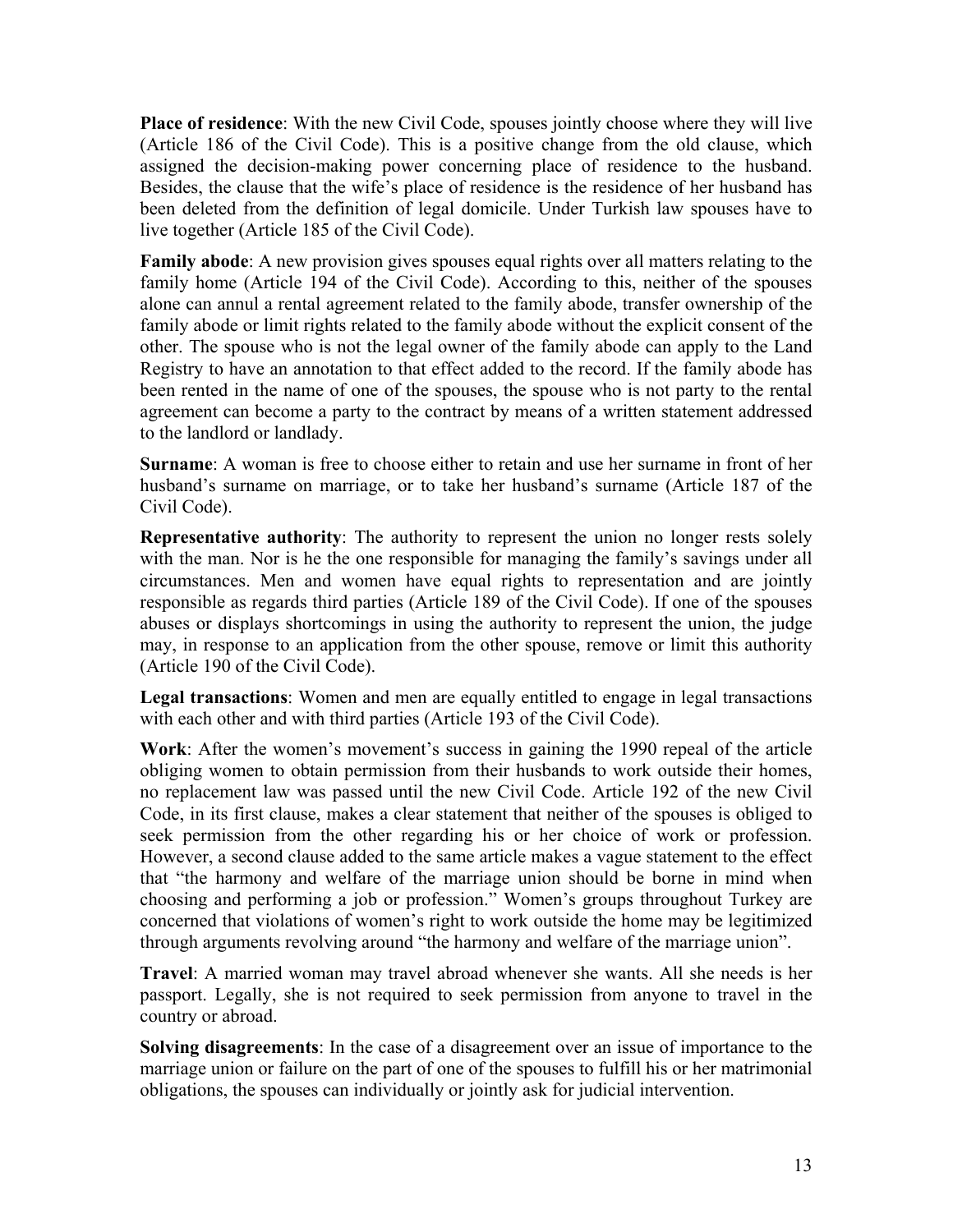**Place of residence**: With the new Civil Code, spouses jointly choose where they will live (Article 186 of the Civil Code). This is a positive change from the old clause, which assigned the decision-making power concerning place of residence to the husband. Besides, the clause that the wife's place of residence is the residence of her husband has been deleted from the definition of legal domicile. Under Turkish law spouses have to live together (Article 185 of the Civil Code).

**Family abode**: A new provision gives spouses equal rights over all matters relating to the family home (Article 194 of the Civil Code). According to this, neither of the spouses alone can annul a rental agreement related to the family abode, transfer ownership of the family abode or limit rights related to the family abode without the explicit consent of the other. The spouse who is not the legal owner of the family abode can apply to the Land Registry to have an annotation to that effect added to the record. If the family abode has been rented in the name of one of the spouses, the spouse who is not party to the rental agreement can become a party to the contract by means of a written statement addressed to the landlord or landlady.

**Surname**: A woman is free to choose either to retain and use her surname in front of her husband's surname on marriage, or to take her husband's surname (Article 187 of the Civil Code).

**Representative authority**: The authority to represent the union no longer rests solely with the man. Nor is he the one responsible for managing the family's savings under all circumstances. Men and women have equal rights to representation and are jointly responsible as regards third parties (Article 189 of the Civil Code). If one of the spouses abuses or displays shortcomings in using the authority to represent the union, the judge may, in response to an application from the other spouse, remove or limit this authority (Article 190 of the Civil Code).

**Legal transactions**: Women and men are equally entitled to engage in legal transactions with each other and with third parties (Article 193 of the Civil Code).

**Work**: After the women's movement's success in gaining the 1990 repeal of the article obliging women to obtain permission from their husbands to work outside their homes, no replacement law was passed until the new Civil Code. Article 192 of the new Civil Code, in its first clause, makes a clear statement that neither of the spouses is obliged to seek permission from the other regarding his or her choice of work or profession. However, a second clause added to the same article makes a vague statement to the effect that "the harmony and welfare of the marriage union should be borne in mind when choosing and performing a job or profession." Women's groups throughout Turkey are concerned that violations of women's right to work outside the home may be legitimized through arguments revolving around "the harmony and welfare of the marriage union".

**Travel**: A married woman may travel abroad whenever she wants. All she needs is her passport. Legally, she is not required to seek permission from anyone to travel in the country or abroad.

**Solving disagreements**: In the case of a disagreement over an issue of importance to the marriage union or failure on the part of one of the spouses to fulfill his or her matrimonial obligations, the spouses can individually or jointly ask for judicial intervention.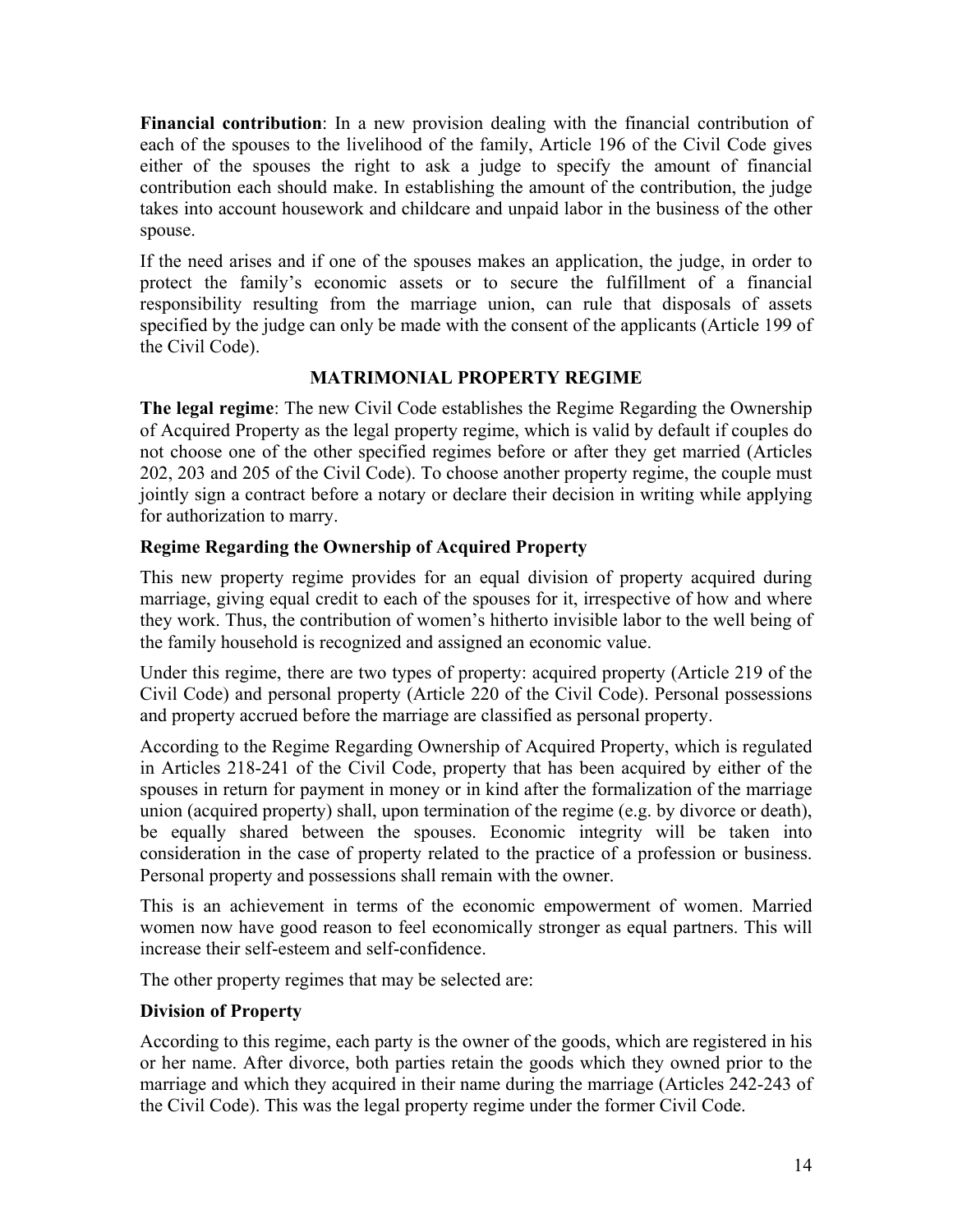**Financial contribution**: In a new provision dealing with the financial contribution of each of the spouses to the livelihood of the family, Article 196 of the Civil Code gives either of the spouses the right to ask a judge to specify the amount of financial contribution each should make. In establishing the amount of the contribution, the judge takes into account housework and childcare and unpaid labor in the business of the other spouse.

If the need arises and if one of the spouses makes an application, the judge, in order to protect the family's economic assets or to secure the fulfillment of a financial responsibility resulting from the marriage union, can rule that disposals of assets specified by the judge can only be made with the consent of the applicants (Article 199 of the Civil Code).

## MATRIMONIAL PROPERTY REGIME

**The legal regime**: The new Civil Code establishes the Regime Regarding the Ownership of Acquired Property as the legal property regime, which is valid by default if couples do not choose one of the other specified regimes before or after they get married (Articles 202, 203 and 205 of the Civil Code). To choose another property regime, the couple must jointly sign a contract before a notary or declare their decision in writing while applying for authorization to marry.

### Regime Regarding the Ownership of Acquired Property

This new property regime provides for an equal division of property acquired during marriage, giving equal credit to each of the spouses for it, irrespective of how and where they work. Thus, the contribution of women's hitherto invisible labor to the well being of the family household is recognized and assigned an economic value.

Under this regime, there are two types of property: acquired property (Article 219 of the Civil Code) and personal property (Article 220 of the Civil Code). Personal possessions and property accrued before the marriage are classified as personal property.

According to the Regime Regarding Ownership of Acquired Property, which is regulated in Articles 218-241 of the Civil Code, property that has been acquired by either of the spouses in return for payment in money or in kind after the formalization of the marriage union (acquired property) shall, upon termination of the regime (e.g. by divorce or death), be equally shared between the spouses. Economic integrity will be taken into consideration in the case of property related to the practice of a profession or business. Personal property and possessions shall remain with the owner.

This is an achievement in terms of the economic empowerment of women. Married women now have good reason to feel economically stronger as equal partners. This will increase their self-esteem and self-confidence.

The other property regimes that may be selected are:

### Division of Property

According to this regime, each party is the owner of the goods, which are registered in his or her name. After divorce, both parties retain the goods which they owned prior to the marriage and which they acquired in their name during the marriage (Articles 242-243 of the Civil Code). This was the legal property regime under the former Civil Code.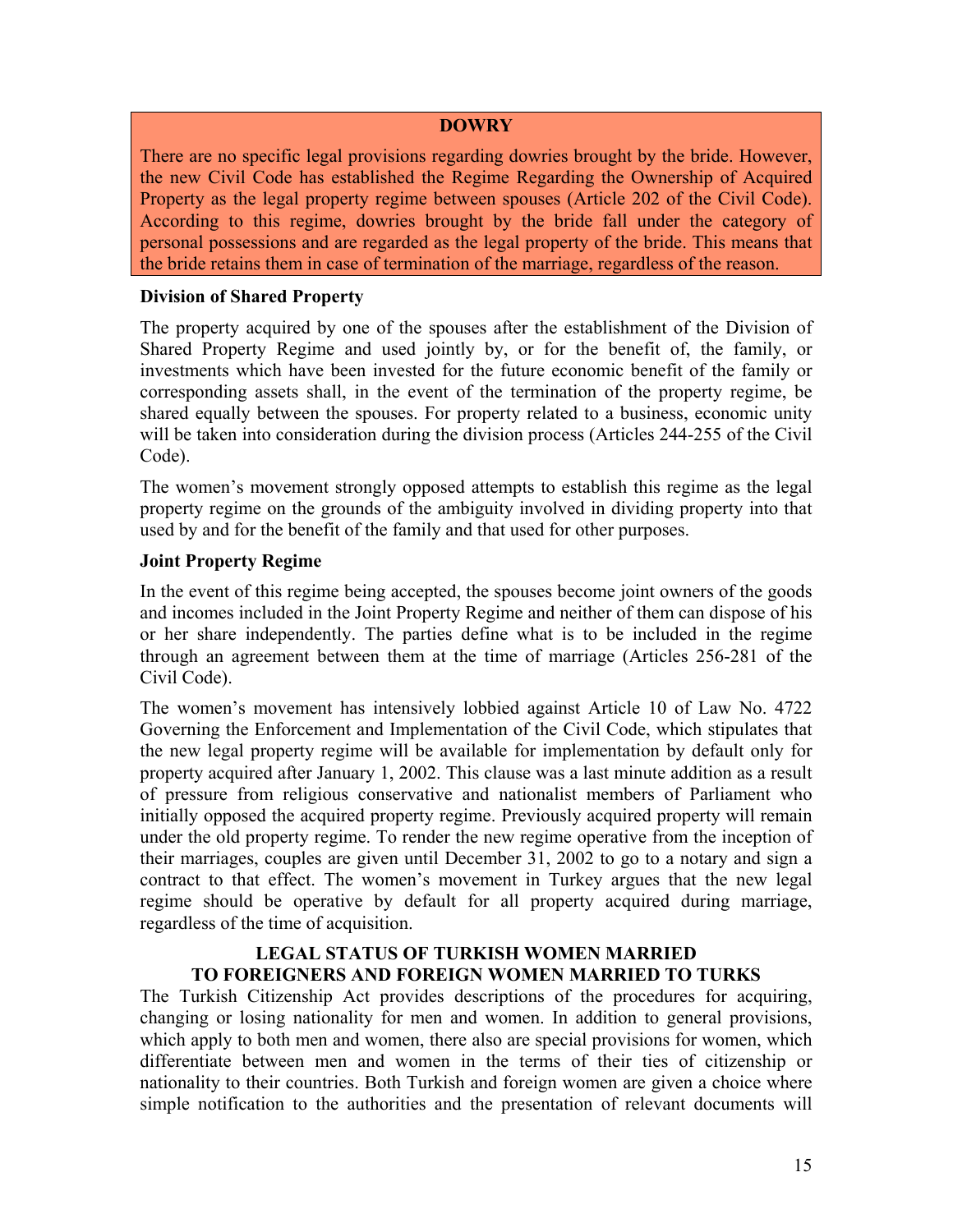**DOWRY**

There are no specific legal provisions regarding dowries brought by the bride. However, the new Civil Code has established the Regime Regarding the Ownership of Acquired Property as the legal property regime between spouses (Article 202 of the Civil Code). According to this regime, dowries brought by the bride fall under the category of personal possessions and are regarded as the legal property of the bride. This means that the bride retains them in case of termination of the marriage, regardless of the reason.

**Division of Shared Property**

The property acquired by one of the spouses after the establishment of the Division of Shared Property Regime and used jointly by, or for the benefit of, the family, or investments which have been invested for the future economic benefit of the family or corresponding assets shall, in the event of the termination of the property regime, be shared equally between the spouses. For property related to a business, economic unity will be taken into consideration during the division process (Articles 244-255 of the Civil Code).

The women's movement strongly opposed attempts to establish this regime as the legal property regime on the grounds of the ambiguity involved in dividing property into that used by and for the benefit of the family and that used for other purposes.

**Joint Property Regime**

In the event of this regime being accepted, the spouses become joint owners of the goods and incomes included in the Joint Property Regime and neither of them can dispose of his or her share independently. The parties define what is to be included in the regime through an agreement between them at the time of marriage (Articles 256-281 of the Civil Code).

The women's movement has intensively lobbied against Article 10 of Law No. 4722 Governing the Enforcement and Implementation of the Civil Code, which stipulates that the new legal property regime will be available for implementation by default only for property acquired after January 1, 2002. This clause was a last minute addition as a result of pressure from religious conservative and nationalist members of Parliament who initially opposed the acquired property regime. Previously acquired property will remain under the old property regime. To render the new regime operative from the inception of their marriages, couples are given until December 31, 2002 to go to a notary and sign a contract to that effect. The women's movement in Turkey argues that the new legal regime should be operative by default for all property acquired during marriage, regardless of the time of acquisition.

## LEGAL STATUS OF TURKISH WOMEN MARRIED TO FOREIGNERS AND FOREIGN WOMEN MARRIED TO TURKS

The Turkish Citizenship Act provides descriptions of the procedures for acquiring, changing or losing nationality for men and women. In addition to general provisions, which apply to both men and women, there also are special provisions for women, which differentiate between men and women in the terms of their ties of citizenship or nationality to their countries. Both Turkish and foreign women are given a choice where simple notification to the authorities and the presentation of relevant documents will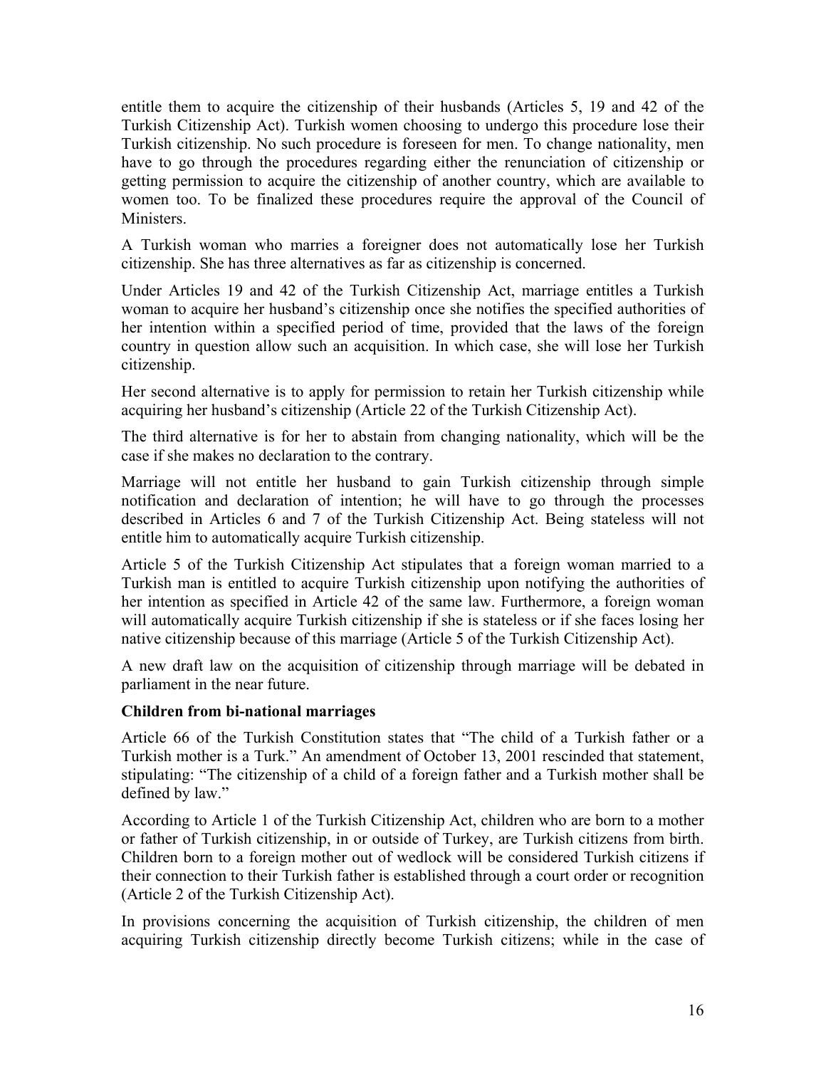entitle them to acquire the citizenship of their husbands (Articles 5, 19 and 42 of the Turkish Citizenship Act). Turkish women choosing to undergo this procedure lose their Turkish citizenship. No such procedure is foreseen for men. To change nationality, men have to go through the procedures regarding either the renunciation of citizenship or getting permission to acquire the citizenship of another country, which are available to women too. To be finalized these procedures require the approval of the Council of Ministers.

A Turkish woman who marries a foreigner does not automatically lose her Turkish citizenship. She has three alternatives as far as citizenship is concerned.

Under Articles 19 and 42 of the Turkish Citizenship Act, marriage entitles a Turkish woman to acquire her husband's citizenship once she notifies the specified authorities of her intention within a specified period of time, provided that the laws of the foreign country in question allow such an acquisition. In which case, she will lose her Turkish citizenship.

Her second alternative is to apply for permission to retain her Turkish citizenship while acquiring her husband's citizenship (Article 22 of the Turkish Citizenship Act).

The third alternative is for her to abstain from changing nationality, which will be the case if she makes no declaration to the contrary.

Marriage will not entitle her husband to gain Turkish citizenship through simple notification and declaration of intention; he will have to go through the processes described in Articles 6 and 7 of the Turkish Citizenship Act. Being stateless will not entitle him to automatically acquire Turkish citizenship.

Article 5 of the Turkish Citizenship Act stipulates that a foreign woman married to a Turkish man is entitled to acquire Turkish citizenship upon notifying the authorities of her intention as specified in Article 42 of the same law. Furthermore, a foreign woman will automatically acquire Turkish citizenship if she is stateless or if she faces losing her native citizenship because of this marriage (Article 5 of the Turkish Citizenship Act).

A new draft law on the acquisition of citizenship through marriage will be debated in parliament in the near future.

**Children from bi-national marriages**

Article 66 of the Turkish Constitution states that "The child of a Turkish father or a Turkish mother is a Turk." An amendment of October 13, 2001 rescinded that statement, stipulating: "The citizenship of a child of a foreign father and a Turkish mother shall be defined by law."

According to Article 1 of the Turkish Citizenship Act, children who are born to a mother or father of Turkish citizenship, in or outside of Turkey, are Turkish citizens from birth. Children born to a foreign mother out of wedlock will be considered Turkish citizens if their connection to their Turkish father is established through a court order or recognition (Article 2 of the Turkish Citizenship Act).

In provisions concerning the acquisition of Turkish citizenship, the children of men acquiring Turkish citizenship directly become Turkish citizens; while in the case of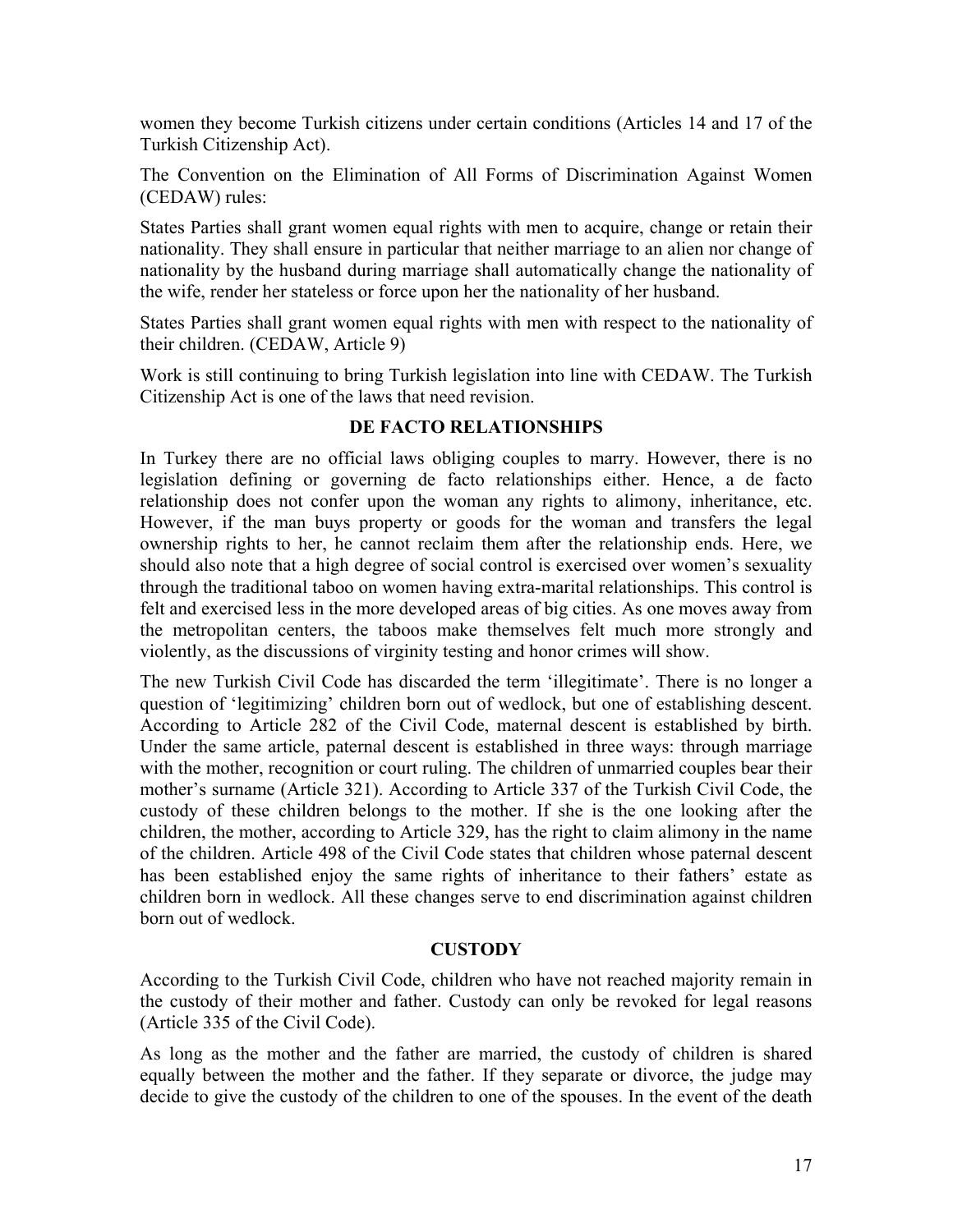women they become Turkish citizens under certain conditions (Articles 14 and 17 of the Turkish Citizenship Act).

The Convention on the Elimination of All Forms of Discrimination Against Women (CEDAW) rules:

States Parties shall grant women equal rights with men to acquire, change or retain their nationality. They shall ensure in particular that neither marriage to an alien nor change of nationality by the husband during marriage shall automatically change the nationality of the wife, render her stateless or force upon her the nationality of her husband.

States Parties shall grant women equal rights with men with respect to the nationality of their children. (CEDAW, Article 9)

Work is still continuing to bring Turkish legislation into line with CEDAW. The Turkish Citizenship Act is one of the laws that need revision.

## DE FACTO RELATIONSHIPS

In Turkey there are no official laws obliging couples to marry. However, there is no legislation defining or governing de facto relationships either. Hence, a de facto relationship does not confer upon the woman any rights to alimony, inheritance, etc. However, if the man buys property or goods for the woman and transfers the legal ownership rights to her, he cannot reclaim them after the relationship ends. Here, we should also note that a high degree of social control is exercised over women's sexuality through the traditional taboo on women having extra-marital relationships. This control is felt and exercised less in the more developed areas of big cities. As one moves away from the metropolitan centers, the taboos make themselves felt much more strongly and violently, as the discussions of virginity testing and honor crimes will show.

The new Turkish Civil Code has discarded the term 'illegitimate'. There is no longer a question of 'legitimizing' children born out of wedlock, but one of establishing descent. According to Article 282 of the Civil Code, maternal descent is established by birth. Under the same article, paternal descent is established in three ways: through marriage with the mother, recognition or court ruling. The children of unmarried couples bear their mother's surname (Article 321). According to Article 337 of the Turkish Civil Code, the custody of these children belongs to the mother. If she is the one looking after the children, the mother, according to Article 329, has the right to claim alimony in the name of the children. Article 498 of the Civil Code states that children whose paternal descent has been established enjoy the same rights of inheritance to their fathers' estate as children born in wedlock. All these changes serve to end discrimination against children born out of wedlock.

## CUSTODY

According to the Turkish Civil Code, children who have not reached majority remain in the custody of their mother and father. Custody can only be revoked for legal reasons (Article 335 of the Civil Code).

As long as the mother and the father are married, the custody of children is shared equally between the mother and the father. If they separate or divorce, the judge may decide to give the custody of the children to one of the spouses. In the event of the death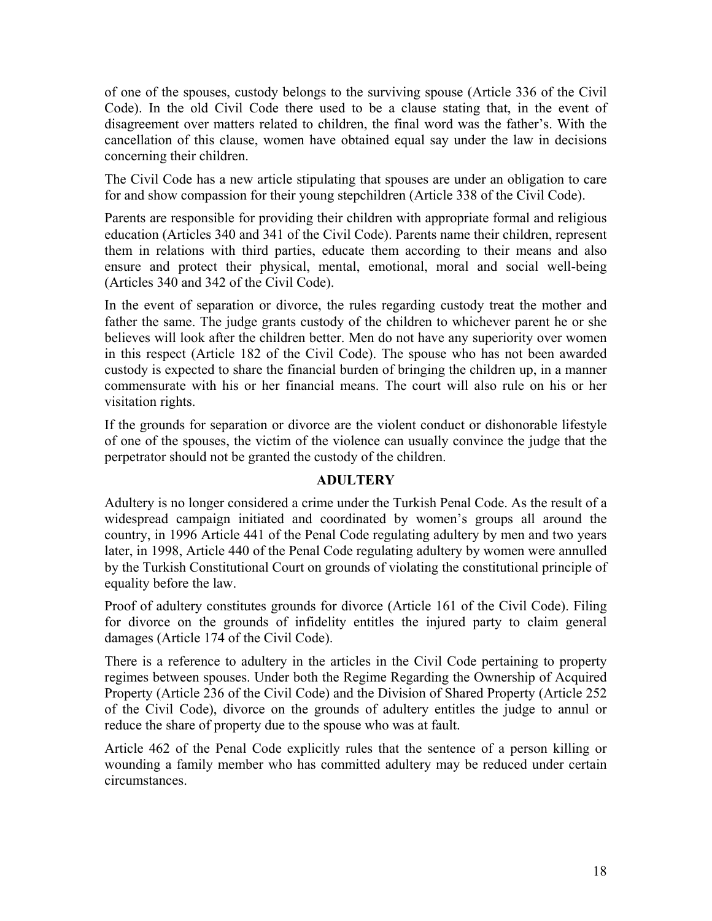of one of the spouses, custody belongs to the surviving spouse (Article 336 of the Civil Code). In the old Civil Code there used to be a clause stating that, in the event of disagreement over matters related to children, the final word was the father's. With the cancellation of this clause, women have obtained equal say under the law in decisions concerning their children.

The Civil Code has a new article stipulating that spouses are under an obligation to care for and show compassion for their young stepchildren (Article 338 of the Civil Code).

Parents are responsible for providing their children with appropriate formal and religious education (Articles 340 and 341 of the Civil Code). Parents name their children, represent them in relations with third parties, educate them according to their means and also ensure and protect their physical, mental, emotional, moral and social well-being (Articles 340 and 342 of the Civil Code).

In the event of separation or divorce, the rules regarding custody treat the mother and father the same. The judge grants custody of the children to whichever parent he or she believes will look after the children better. Men do not have any superiority over women in this respect (Article 182 of the Civil Code). The spouse who has not been awarded custody is expected to share the financial burden of bringing the children up, in a manner commensurate with his or her financial means. The court will also rule on his or her visitation rights.

If the grounds for separation or divorce are the violent conduct or dishonorable lifestyle of one of the spouses, the victim of the violence can usually convince the judge that the perpetrator should not be granted the custody of the children.

## ADULTERY

Adultery is no longer considered a crime under the Turkish Penal Code. As the result of a widespread campaign initiated and coordinated by women's groups all around the country, in 1996 Article 441 of the Penal Code regulating adultery by men and two years later, in 1998, Article 440 of the Penal Code regulating adultery by women were annulled by the Turkish Constitutional Court on grounds of violating the constitutional principle of equality before the law.

Proof of adultery constitutes grounds for divorce (Article 161 of the Civil Code). Filing for divorce on the grounds of infidelity entitles the injured party to claim general damages (Article 174 of the Civil Code).

There is a reference to adultery in the articles in the Civil Code pertaining to property regimes between spouses. Under both the Regime Regarding the Ownership of Acquired Property (Article 236 of the Civil Code) and the Division of Shared Property (Article 252 of the Civil Code), divorce on the grounds of adultery entitles the judge to annul or reduce the share of property due to the spouse who was at fault.

Article 462 of the Penal Code explicitly rules that the sentence of a person killing or wounding a family member who has committed adultery may be reduced under certain circumstances.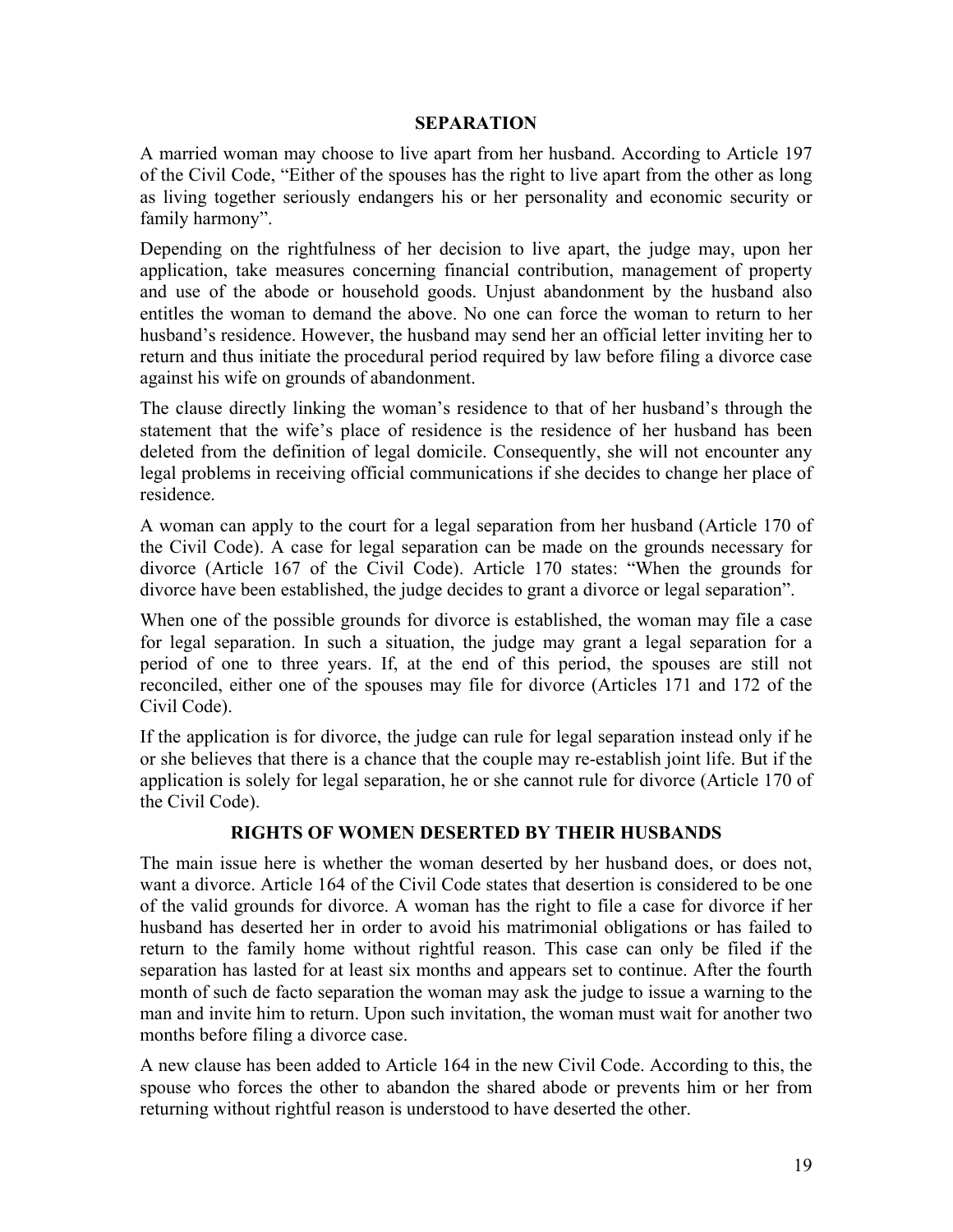## SEPARATION

A married woman may choose to live apart from her husband. According to Article 197 of the Civil Code, "Either of the spouses has the right to live apart from the other as long as living together seriously endangers his or her personality and economic security or family harmony".

Depending on the rightfulness of her decision to live apart, the judge may, upon her application, take measures concerning financial contribution, management of property and use of the abode or household goods. Unjust abandonment by the husband also entitles the woman to demand the above. No one can force the woman to return to her husband's residence. However, the husband may send her an official letter inviting her to return and thus initiate the procedural period required by law before filing a divorce case against his wife on grounds of abandonment.

The clause directly linking the woman's residence to that of her husband's through the statement that the wife's place of residence is the residence of her husband has been deleted from the definition of legal domicile. Consequently, she will not encounter any legal problems in receiving official communications if she decides to change her place of residence.

A woman can apply to the court for a legal separation from her husband (Article 170 of the Civil Code). A case for legal separation can be made on the grounds necessary for divorce (Article 167 of the Civil Code). Article 170 states: "When the grounds for divorce have been established, the judge decides to grant a divorce or legal separation".

When one of the possible grounds for divorce is established, the woman may file a case for legal separation. In such a situation, the judge may grant a legal separation for a period of one to three years. If, at the end of this period, the spouses are still not reconciled, either one of the spouses may file for divorce (Articles 171 and 172 of the Civil Code).

If the application is for divorce, the judge can rule for legal separation instead only if he or she believes that there is a chance that the couple may re-establish joint life. But if the application is solely for legal separation, he or she cannot rule for divorce (Article 170 of the Civil Code).

## RIGHTS OF WOMEN DESERTED BY THEIR HUSBANDS

The main issue here is whether the woman deserted by her husband does, or does not, want a divorce. Article 164 of the Civil Code states that desertion is considered to be one of the valid grounds for divorce. A woman has the right to file a case for divorce if her husband has deserted her in order to avoid his matrimonial obligations or has failed to return to the family home without rightful reason. This case can only be filed if the separation has lasted for at least six months and appears set to continue. After the fourth month of such de facto separation the woman may ask the judge to issue a warning to the man and invite him to return. Upon such invitation, the woman must wait for another two months before filing a divorce case.

A new clause has been added to Article 164 in the new Civil Code. According to this, the spouse who forces the other to abandon the shared abode or prevents him or her from returning without rightful reason is understood to have deserted the other.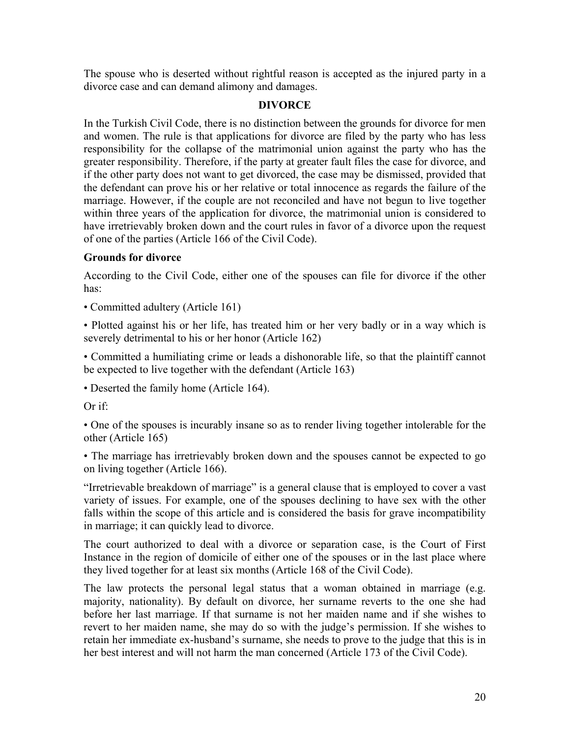The spouse who is deserted without rightful reason is accepted as the injured party in a divorce case and can demand alimony and damages.

## DIVORCE

In the Turkish Civil Code, there is no distinction between the grounds for divorce for men and women. The rule is that applications for divorce are filed by the party who has less responsibility for the collapse of the matrimonial union against the party who has the greater responsibility. Therefore, if the party at greater fault files the case for divorce, and if the other party does not want to get divorced, the case may be dismissed, provided that the defendant can prove his or her relative or total innocence as regards the failure of the marriage. However, if the couple are not reconciled and have not begun to live together within three years of the application for divorce, the matrimonial union is considered to have irretrievably broken down and the court rules in favor of a divorce upon the request of one of the parties (Article 166 of the Civil Code).

### Grounds for divorce

According to the Civil Code, either one of the spouses can file for divorce if the other has:

- Committed adultery (Article 161)
- Plotted against his or her life, has treated him or her very badly or in a way which is severely detrimental to his or her honor (Article 162)
- Committed a humiliating crime or leads a dishonorable life, so that the plaintiff cannot be expected to live together with the defendant (Article 163)
- Deserted the family home (Article 164).

Or if:

- One of the spouses is incurably insane so as to render living together intolerable for the other (Article 165)
- The marriage has irretrievably broken down and the spouses cannot be expected to go on living together (Article 166).

"Irretrievable breakdown of marriage" is a general clause that is employed to cover a vast variety of issues. For example, one of the spouses declining to have sex with the other falls within the scope of this article and is considered the basis for grave incompatibility in marriage; it can quickly lead to divorce.

The court authorized to deal with a divorce or separation case, is the Court of First Instance in the region of domicile of either one of the spouses or in the last place where they lived together for at least six months (Article 168 of the Civil Code).

The law protects the personal legal status that a woman obtained in marriage (e.g. majority, nationality). By default on divorce, her surname reverts to the one she had before her last marriage. If that surname is not her maiden name and if she wishes to revert to her maiden name, she may do so with the judge's permission. If she wishes to retain her immediate ex-husband's surname, she needs to prove to the judge that this is in her best interest and will not harm the man concerned (Article 173 of the Civil Code).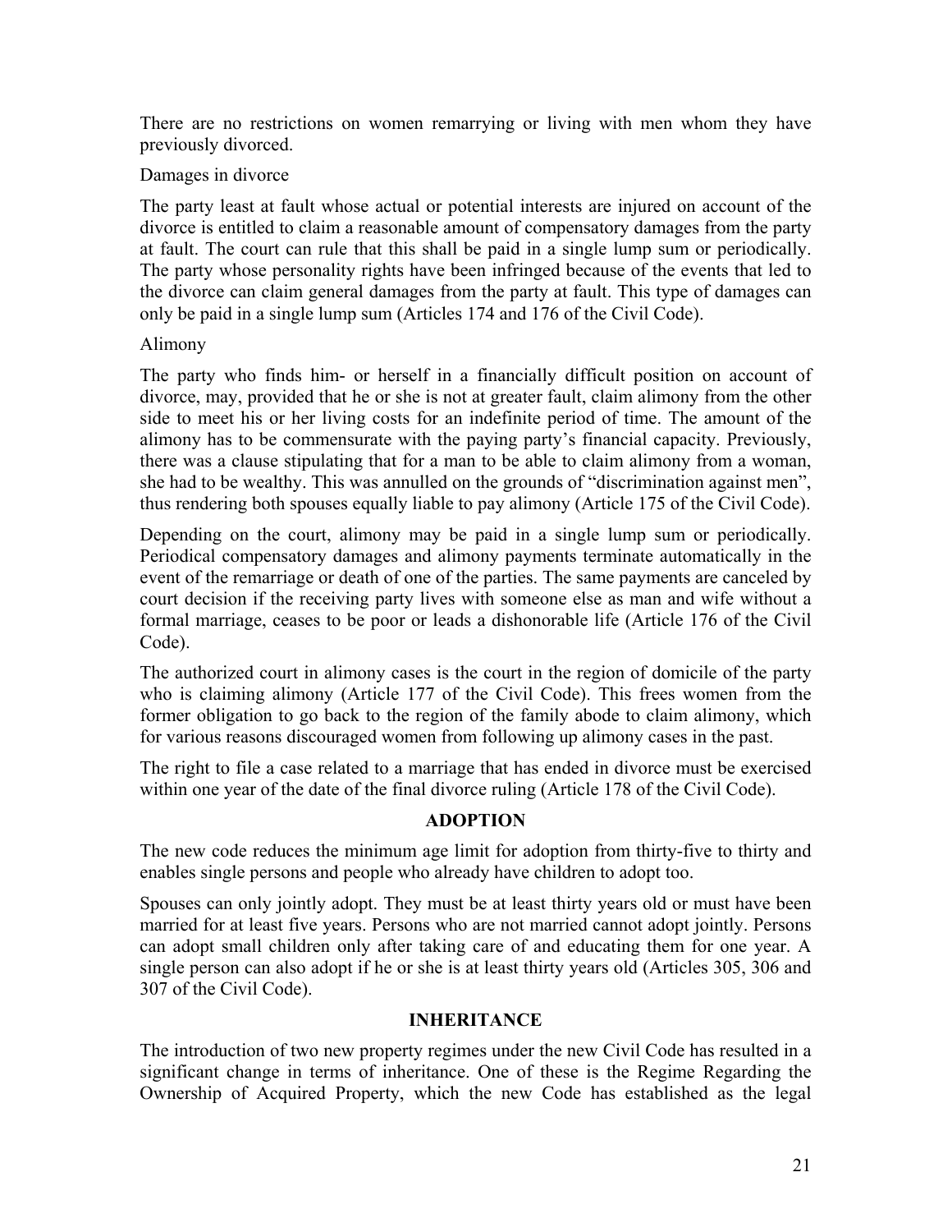There are no restrictions on women remarrying or living with men whom they have previously divorced.

Damages in divorce

The party least at fault whose actual or potential interests are injured on account of the divorce is entitled to claim a reasonable amount of compensatory damages from the party at fault. The court can rule that this shall be paid in a single lump sum or periodically. The party whose personality rights have been infringed because of the events that led to the divorce can claim general damages from the party at fault. This type of damages can only be paid in a single lump sum (Articles 174 and 176 of the Civil Code).

Alimony

The party who finds him- or herself in a financially difficult position on account of divorce, may, provided that he or she is not at greater fault, claim alimony from the other side to meet his or her living costs for an indefinite period of time. The amount of the alimony has to be commensurate with the paying party's financial capacity. Previously, there was a clause stipulating that for a man to be able to claim alimony from a woman, she had to be wealthy. This was annulled on the grounds of "discrimination against men", thus rendering both spouses equally liable to pay alimony (Article 175 of the Civil Code).

Depending on the court, alimony may be paid in a single lump sum or periodically. Periodical compensatory damages and alimony payments terminate automatically in the event of the remarriage or death of one of the parties. The same payments are canceled by court decision if the receiving party lives with someone else as man and wife without a formal marriage, ceases to be poor or leads a dishonorable life (Article 176 of the Civil Code).

The authorized court in alimony cases is the court in the region of domicile of the party who is claiming alimony (Article 177 of the Civil Code). This frees women from the former obligation to go back to the region of the family abode to claim alimony, which for various reasons discouraged women from following up alimony cases in the past.

The right to file a case related to a marriage that has ended in divorce must be exercised within one year of the date of the final divorce ruling (Article 178 of the Civil Code).

## ADOPTION

The new code reduces the minimum age limit for adoption from thirty-five to thirty and enables single persons and people who already have children to adopt too.

Spouses can only jointly adopt. They must be at least thirty years old or must have been married for at least five years. Persons who are not married cannot adopt jointly. Persons can adopt small children only after taking care of and educating them for one year. A single person can also adopt if he or she is at least thirty years old (Articles 305, 306 and 307 of the Civil Code).

## INHERITANCE

The introduction of two new property regimes under the new Civil Code has resulted in a significant change in terms of inheritance. One of these is the Regime Regarding the Ownership of Acquired Property, which the new Code has established as the legal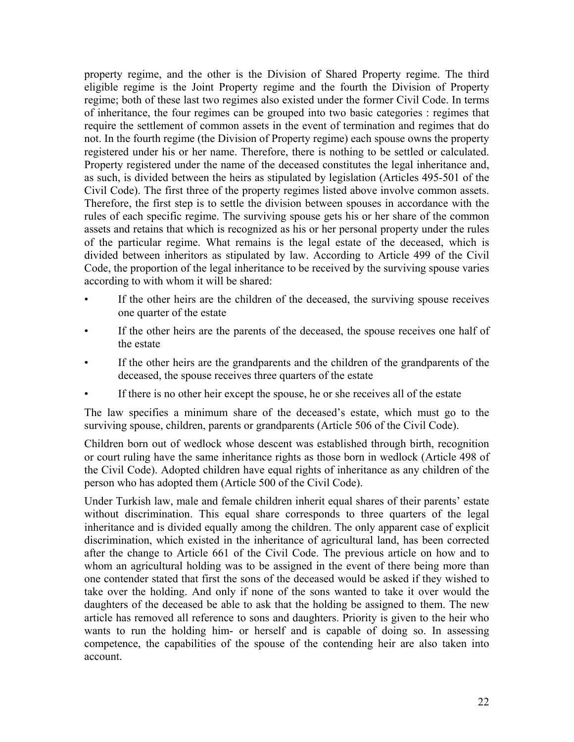property regime, and the other is the Division of Shared Property regime. The third eligible regime is the Joint Property regime and the fourth the Division of Property regime; both of these last two regimes also existed under the former Civil Code. In terms of inheritance, the four regimes can be grouped into two basic categories : regimes that require the settlement of common assets in the event of termination and regimes that do not. In the fourth regime (the Division of Property regime) each spouse owns the property registered under his or her name. Therefore, there is nothing to be settled or calculated. Property registered under the name of the deceased constitutes the legal inheritance and, as such, is divided between the heirs as stipulated by legislation (Articles 495-501 of the Civil Code). The first three of the property regimes listed above involve common assets. Therefore, the first step is to settle the division between spouses in accordance with the rules of each specific regime. The surviving spouse gets his or her share of the common assets and retains that which is recognized as his or her personal property under the rules of the particular regime. What remains is the legal estate of the deceased, which is divided between inheritors as stipulated by law. According to Article 499 of the Civil Code, the proportion of the legal inheritance to be received by the surviving spouse varies according to with whom it will be shared:

- If the other heirs are the children of the deceased, the surviving spouse receives one quarter of the estate
- If the other heirs are the parents of the deceased, the spouse receives one half of the estate
- If the other heirs are the grandparents and the children of the grandparents of the deceased, the spouse receives three quarters of the estate
- If there is no other heir except the spouse, he or she receives all of the estate

The law specifies a minimum share of the deceased's estate, which must go to the surviving spouse, children, parents or grandparents (Article 506 of the Civil Code).

Children born out of wedlock whose descent was established through birth, recognition or court ruling have the same inheritance rights as those born in wedlock (Article 498 of the Civil Code). Adopted children have equal rights of inheritance as any children of the person who has adopted them (Article 500 of the Civil Code).

Under Turkish law, male and female children inherit equal shares of their parents' estate without discrimination. This equal share corresponds to three quarters of the legal inheritance and is divided equally among the children. The only apparent case of explicit discrimination, which existed in the inheritance of agricultural land, has been corrected after the change to Article 661 of the Civil Code. The previous article on how and to whom an agricultural holding was to be assigned in the event of there being more than one contender stated that first the sons of the deceased would be asked if they wished to take over the holding. And only if none of the sons wanted to take it over would the daughters of the deceased be able to ask that the holding be assigned to them. The new article has removed all reference to sons and daughters. Priority is given to the heir who wants to run the holding him- or herself and is capable of doing so. In assessing competence, the capabilities of the spouse of the contending heir are also taken into account.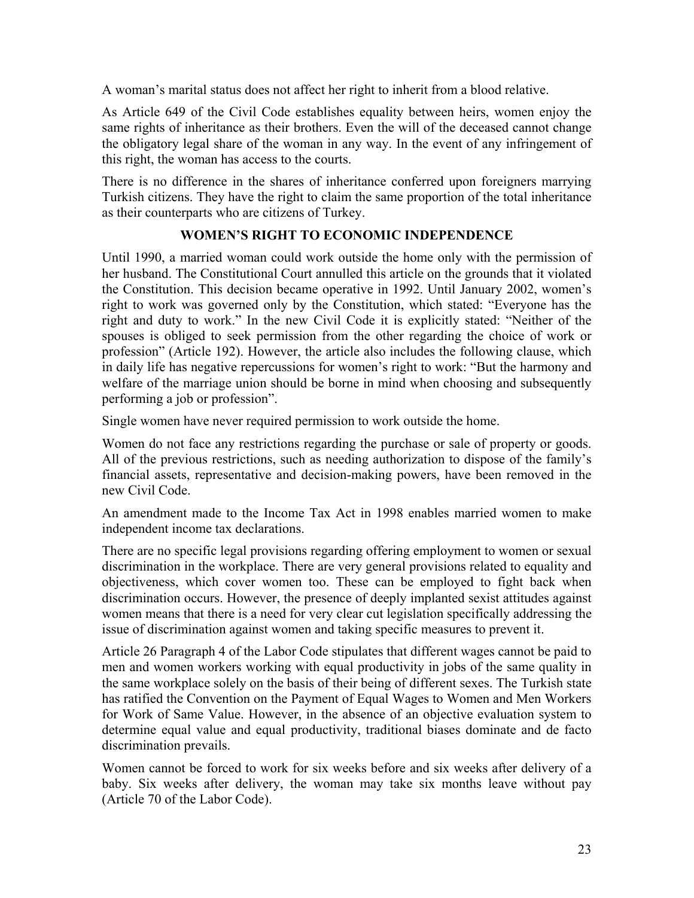A woman's marital status does not affect her right to inherit from a blood relative.

As Article 649 of the Civil Code establishes equality between heirs, women enjoy the same rights of inheritance as their brothers. Even the will of the deceased cannot change the obligatory legal share of the woman in any way. In the event of any infringement of this right, the woman has access to the courts.

There is no difference in the shares of inheritance conferred upon foreigners marrying Turkish citizens. They have the right to claim the same proportion of the total inheritance as their counterparts who are citizens of Turkey.

## WOMEN'S RIGHT TO ECONOMIC INDEPENDENCE

Until 1990, a married woman could work outside the home only with the permission of her husband. The Constitutional Court annulled this article on the grounds that it violated the Constitution. This decision became operative in 1992. Until January 2002, women's right to work was governed only by the Constitution, which stated: "Everyone has the right and duty to work." In the new Civil Code it is explicitly stated: "Neither of the spouses is obliged to seek permission from the other regarding the choice of work or profession" (Article 192). However, the article also includes the following clause, which in daily life has negative repercussions for women's right to work: "But the harmony and welfare of the marriage union should be borne in mind when choosing and subsequently performing a job or profession".

Single women have never required permission to work outside the home.

Women do not face any restrictions regarding the purchase or sale of property or goods. All of the previous restrictions, such as needing authorization to dispose of the family's financial assets, representative and decision-making powers, have been removed in the new Civil Code.

An amendment made to the Income Tax Act in 1998 enables married women to make independent income tax declarations.

There are no specific legal provisions regarding offering employment to women or sexual discrimination in the workplace. There are very general provisions related to equality and objectiveness, which cover women too. These can be employed to fight back when discrimination occurs. However, the presence of deeply implanted sexist attitudes against women means that there is a need for very clear cut legislation specifically addressing the issue of discrimination against women and taking specific measures to prevent it.

Article 26 Paragraph 4 of the Labor Code stipulates that different wages cannot be paid to men and women workers working with equal productivity in jobs of the same quality in the same workplace solely on the basis of their being of different sexes. The Turkish state has ratified the Convention on the Payment of Equal Wages to Women and Men Workers for Work of Same Value. However, in the absence of an objective evaluation system to determine equal value and equal productivity, traditional biases dominate and de facto discrimination prevails.

Women cannot be forced to work for six weeks before and six weeks after delivery of a baby. Six weeks after delivery, the woman may take six months leave without pay (Article 70 of the Labor Code).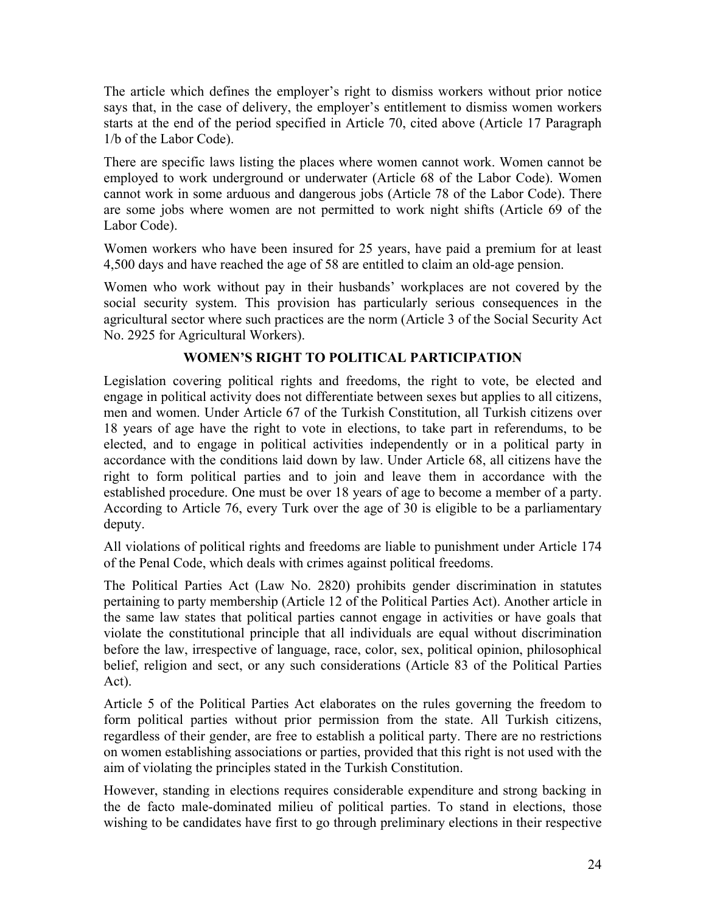The article which defines the employer's right to dismiss workers without prior notice says that, in the case of delivery, the employer's entitlement to dismiss women workers starts at the end of the period specified in Article 70, cited above (Article 17 Paragraph 1/b of the Labor Code).

There are specific laws listing the places where women cannot work. Women cannot be employed to work underground or underwater (Article 68 of the Labor Code). Women cannot work in some arduous and dangerous jobs (Article 78 of the Labor Code). There are some jobs where women are not permitted to work night shifts (Article 69 of the Labor Code).

Women workers who have been insured for 25 years, have paid a premium for at least 4,500 days and have reached the age of 58 are entitled to claim an old-age pension.

Women who work without pay in their husbands' workplaces are not covered by the social security system. This provision has particularly serious consequences in the agricultural sector where such practices are the norm (Article 3 of the Social Security Act No. 2925 for Agricultural Workers).

## WOMEN'S RIGHT TO POLITICAL PARTICIPATION

Legislation covering political rights and freedoms, the right to vote, be elected and engage in political activity does not differentiate between sexes but applies to all citizens, men and women. Under Article 67 of the Turkish Constitution, all Turkish citizens over 18 years of age have the right to vote in elections, to take part in referendums, to be elected, and to engage in political activities independently or in a political party in accordance with the conditions laid down by law. Under Article 68, all citizens have the right to form political parties and to join and leave them in accordance with the established procedure. One must be over 18 years of age to become a member of a party. According to Article 76, every Turk over the age of 30 is eligible to be a parliamentary deputy.

All violations of political rights and freedoms are liable to punishment under Article 174 of the Penal Code, which deals with crimes against political freedoms.

The Political Parties Act (Law No. 2820) prohibits gender discrimination in statutes pertaining to party membership (Article 12 of the Political Parties Act). Another article in the same law states that political parties cannot engage in activities or have goals that violate the constitutional principle that all individuals are equal without discrimination before the law, irrespective of language, race, color, sex, political opinion, philosophical belief, religion and sect, or any such considerations (Article 83 of the Political Parties Act).

Article 5 of the Political Parties Act elaborates on the rules governing the freedom to form political parties without prior permission from the state. All Turkish citizens, regardless of their gender, are free to establish a political party. There are no restrictions on women establishing associations or parties, provided that this right is not used with the aim of violating the principles stated in the Turkish Constitution.

However, standing in elections requires considerable expenditure and strong backing in the de facto male-dominated milieu of political parties. To stand in elections, those wishing to be candidates have first to go through preliminary elections in their respective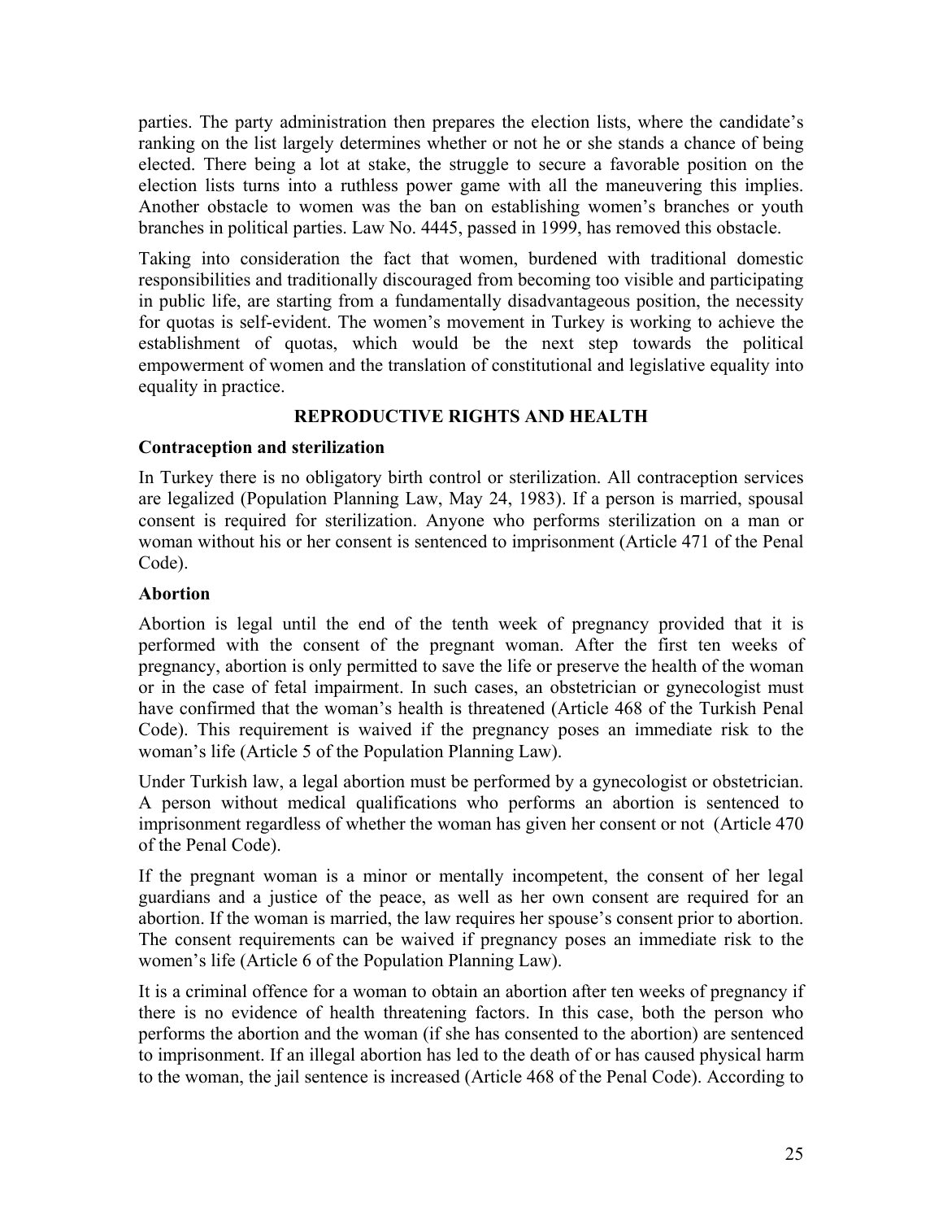parties. The party administration then prepares the election lists, where the candidate's ranking on the list largely determines whether or not he or she stands a chance of being elected. There being a lot at stake, the struggle to secure a favorable position on the election lists turns into a ruthless power game with all the maneuvering this implies. Another obstacle to women was the ban on establishing women's branches or youth branches in political parties. Law No. 4445, passed in 1999, has removed this obstacle.

Taking into consideration the fact that women, burdened with traditional domestic responsibilities and traditionally discouraged from becoming too visible and participating in public life, are starting from a fundamentally disadvantageous position, the necessity for quotas is self-evident. The women's movement in Turkey is working to achieve the establishment of quotas, which would be the next step towards the political empowerment of women and the translation of constitutional and legislative equality into equality in practice.

## REPRODUCTIVE RIGHTS AND HEALTH

### Contraception and sterilization

In Turkey there is no obligatory birth control or sterilization. All contraception services are legalized (Population Planning Law, May 24, 1983). If a person is married, spousal consent is required for sterilization. Anyone who performs sterilization on a man or woman without his or her consent is sentenced to imprisonment (Article 471 of the Penal Code).

### Abortion

Abortion is legal until the end of the tenth week of pregnancy provided that it is performed with the consent of the pregnant woman. After the first ten weeks of pregnancy, abortion is only permitted to save the life or preserve the health of the woman or in the case of fetal impairment. In such cases, an obstetrician or gynecologist must have confirmed that the woman's health is threatened (Article 468 of the Turkish Penal Code). This requirement is waived if the pregnancy poses an immediate risk to the woman's life (Article 5 of the Population Planning Law).

Under Turkish law, a legal abortion must be performed by a gynecologist or obstetrician. A person without medical qualifications who performs an abortion is sentenced to imprisonment regardless of whether the woman has given her consent or not (Article 470 of the Penal Code).

If the pregnant woman is a minor or mentally incompetent, the consent of her legal guardians and a justice of the peace, as well as her own consent are required for an abortion. If the woman is married, the law requires her spouse's consent prior to abortion. The consent requirements can be waived if pregnancy poses an immediate risk to the women's life (Article 6 of the Population Planning Law).

It is a criminal offence for a woman to obtain an abortion after ten weeks of pregnancy if there is no evidence of health threatening factors. In this case, both the person who performs the abortion and the woman (if she has consented to the abortion) are sentenced to imprisonment. If an illegal abortion has led to the death of or has caused physical harm to the woman, the jail sentence is increased (Article 468 of the Penal Code). According to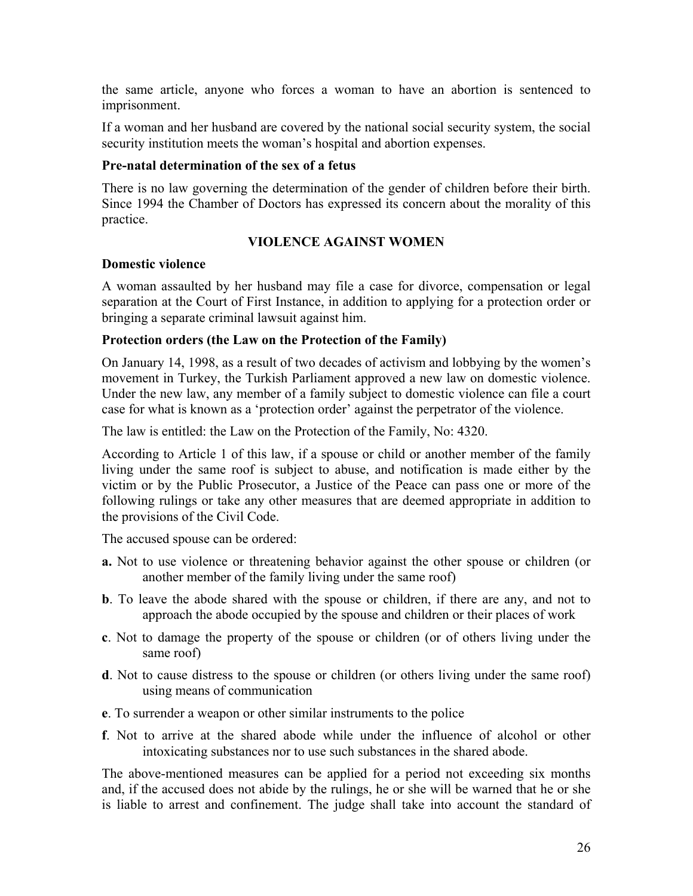the same article, anyone who forces a woman to have an abortion is sentenced to imprisonment.

If a woman and her husband are covered by the national social security system, the social security institution meets the woman's hospital and abortion expenses.

**Pre-natal determination of the sex of a fetus**

There is no law governing the determination of the gender of children before their birth. Since 1994 the Chamber of Doctors has expressed its concern about the morality of this practice.

## VIOLENCE AGAINST WOMEN

**Domestic violence**

A woman assaulted by her husband may file a case for divorce, compensation or legal separation at the Court of First Instance, in addition to applying for a protection order or bringing a separate criminal lawsuit against him.

**Protection orders (the Law on the Protection of the Family)**

On January 14, 1998, as a result of two decades of activism and lobbying by the women's movement in Turkey, the Turkish Parliament approved a new law on domestic violence. Under the new law, any member of a family subject to domestic violence can file a court case for what is known as a 'protection order' against the perpetrator of the violence.

The law is entitled: the Law on the Protection of the Family, No: 4320.

According to Article 1 of this law, if a spouse or child or another member of the family living under the same roof is subject to abuse, and notification is made either by the victim or by the Public Prosecutor, a Justice of the Peace can pass one or more of the following rulings or take any other measures that are deemed appropriate in addition to the provisions of the Civil Code.

The accused spouse can be ordered:

**a.** Not to use violence or threatening behavior against the other spouse or children (or another member of the family living under the same roof)

**b**. To leave the abode shared with the spouse or children, if there are any, and not to approach the abode occupied by the spouse and children or their places of work

**c**. Not to damage the property of the spouse or children (or of others living under the same roof)

**d**. Not to cause distress to the spouse or children (or others living under the same roof) using means of communication

**e**. To surrender a weapon or other similar instruments to the police

**f**. Not to arrive at the shared abode while under the influence of alcohol or other intoxicating substances nor to use such substances in the shared abode.

The above-mentioned measures can be applied for a period not exceeding six months and, if the accused does not abide by the rulings, he or she will be warned that he or she is liable to arrest and confinement. The judge shall take into account the standard of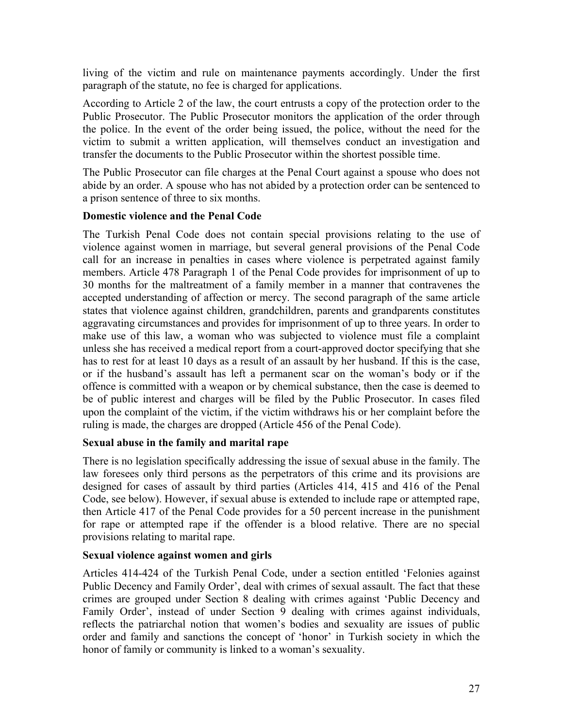living of the victim and rule on maintenance payments accordingly. Under the first paragraph of the statute, no fee is charged for applications.

According to Article 2 of the law, the court entrusts a copy of the protection order to the Public Prosecutor. The Public Prosecutor monitors the application of the order through the police. In the event of the order being issued, the police, without the need for the victim to submit a written application, will themselves conduct an investigation and transfer the documents to the Public Prosecutor within the shortest possible time.

The Public Prosecutor can file charges at the Penal Court against a spouse who does not abide by an order. A spouse who has not abided by a protection order can be sentenced to a prison sentence of three to six months.

**Domestic violence and the Penal Code**

The Turkish Penal Code does not contain special provisions relating to the use of violence against women in marriage, but several general provisions of the Penal Code call for an increase in penalties in cases where violence is perpetrated against family members. Article 478 Paragraph 1 of the Penal Code provides for imprisonment of up to 30 months for the maltreatment of a family member in a manner that contravenes the accepted understanding of affection or mercy. The second paragraph of the same article states that violence against children, grandchildren, parents and grandparents constitutes aggravating circumstances and provides for imprisonment of up to three years. In order to make use of this law, a woman who was subjected to violence must file a complaint unless she has received a medical report from a court-approved doctor specifying that she has to rest for at least 10 days as a result of an assault by her husband. If this is the case, or if the husband's assault has left a permanent scar on the woman's body or if the offence is committed with a weapon or by chemical substance, then the case is deemed to be of public interest and charges will be filed by the Public Prosecutor. In cases filed upon the complaint of the victim, if the victim withdraws his or her complaint before the ruling is made, the charges are dropped (Article 456 of the Penal Code).

**Sexual abuse in the family and marital rape**

There is no legislation specifically addressing the issue of sexual abuse in the family. The law foresees only third persons as the perpetrators of this crime and its provisions are designed for cases of assault by third parties (Articles 414, 415 and 416 of the Penal Code, see below). However, if sexual abuse is extended to include rape or attempted rape, then Article 417 of the Penal Code provides for a 50 percent increase in the punishment for rape or attempted rape if the offender is a blood relative. There are no special provisions relating to marital rape.

**Sexual violence against women and girls**

Articles 414-424 of the Turkish Penal Code, under a section entitled 'Felonies against Public Decency and Family Order', deal with crimes of sexual assault. The fact that these crimes are grouped under Section 8 dealing with crimes against 'Public Decency and Family Order', instead of under Section 9 dealing with crimes against individuals, reflects the patriarchal notion that women's bodies and sexuality are issues of public order and family and sanctions the concept of 'honor' in Turkish society in which the honor of family or community is linked to a woman's sexuality.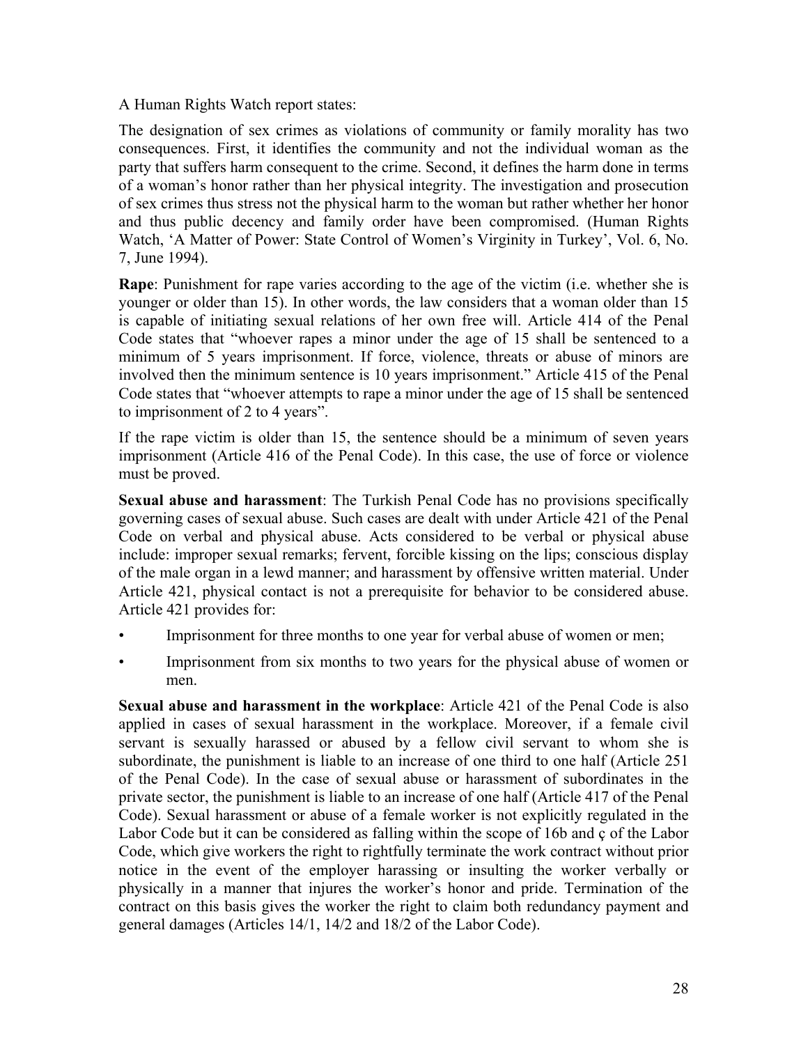A Human Rights Watch report states:

The designation of sex crimes as violations of community or family morality has two consequences. First, it identifies the community and not the individual woman as the party that suffers harm consequent to the crime. Second, it defines the harm done in terms of a woman's honor rather than her physical integrity. The investigation and prosecution of sex crimes thus stress not the physical harm to the woman but rather whether her honor and thus public decency and family order have been compromised. (Human Rights Watch, 'A Matter of Power: State Control of Women's Virginity in Turkey', Vol. 6, No. 7, June 1994).

**Rape**: Punishment for rape varies according to the age of the victim (i.e. whether she is younger or older than 15). In other words, the law considers that a woman older than 15 is capable of initiating sexual relations of her own free will. Article 414 of the Penal Code states that "whoever rapes a minor under the age of 15 shall be sentenced to a minimum of 5 years imprisonment. If force, violence, threats or abuse of minors are involved then the minimum sentence is 10 years imprisonment." Article 415 of the Penal Code states that "whoever attempts to rape a minor under the age of 15 shall be sentenced to imprisonment of 2 to 4 years".

If the rape victim is older than 15, the sentence should be a minimum of seven years imprisonment (Article 416 of the Penal Code). In this case, the use of force or violence must be proved.

**Sexual abuse and harassment**: The Turkish Penal Code has no provisions specifically governing cases of sexual abuse. Such cases are dealt with under Article 421 of the Penal Code on verbal and physical abuse. Acts considered to be verbal or physical abuse include: improper sexual remarks; fervent, forcible kissing on the lips; conscious display of the male organ in a lewd manner; and harassment by offensive written material. Under Article 421, physical contact is not a prerequisite for behavior to be considered abuse. Article 421 provides for:

- Imprisonment for three months to one year for verbal abuse of women or men;
- Imprisonment from six months to two years for the physical abuse of women or men.

**Sexual abuse and harassment in the workplace**: Article 421 of the Penal Code is also applied in cases of sexual harassment in the workplace. Moreover, if a female civil servant is sexually harassed or abused by a fellow civil servant to whom she is subordinate, the punishment is liable to an increase of one third to one half (Article 251 of the Penal Code). In the case of sexual abuse or harassment of subordinates in the private sector, the punishment is liable to an increase of one half (Article 417 of the Penal Code). Sexual harassment or abuse of a female worker is not explicitly regulated in the Labor Code but it can be considered as falling within the scope of 16b and ç of the Labor Code, which give workers the right to rightfully terminate the work contract without prior notice in the event of the employer harassing or insulting the worker verbally or physically in a manner that injures the worker's honor and pride. Termination of the contract on this basis gives the worker the right to claim both redundancy payment and general damages (Articles 14/1, 14/2 and 18/2 of the Labor Code).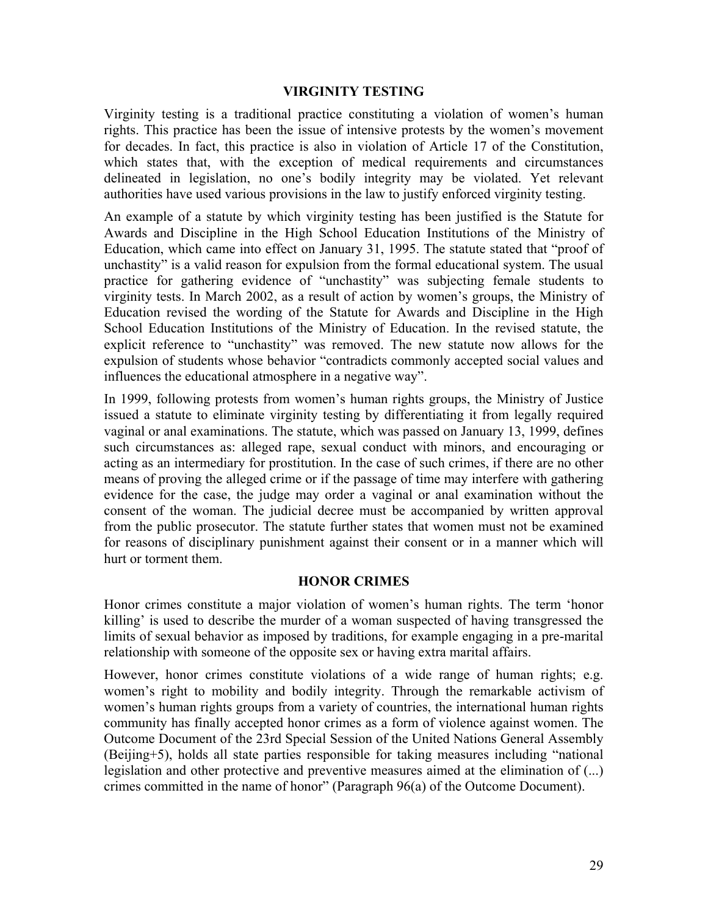## VIRGINITY TESTING

Virginity testing is a traditional practice constituting a violation of women's human rights. This practice has been the issue of intensive protests by the women's movement for decades. In fact, this practice is also in violation of Article 17 of the Constitution, which states that, with the exception of medical requirements and circumstances delineated in legislation, no one's bodily integrity may be violated. Yet relevant authorities have used various provisions in the law to justify enforced virginity testing.

An example of a statute by which virginity testing has been justified is the Statute for Awards and Discipline in the High School Education Institutions of the Ministry of Education, which came into effect on January 31, 1995. The statute stated that "proof of unchastity" is a valid reason for expulsion from the formal educational system. The usual practice for gathering evidence of "unchastity" was subjecting female students to virginity tests. In March 2002, as a result of action by women's groups, the Ministry of Education revised the wording of the Statute for Awards and Discipline in the High School Education Institutions of the Ministry of Education. In the revised statute, the explicit reference to "unchastity" was removed. The new statute now allows for the expulsion of students whose behavior "contradicts commonly accepted social values and influences the educational atmosphere in a negative way".

In 1999, following protests from women's human rights groups, the Ministry of Justice issued a statute to eliminate virginity testing by differentiating it from legally required vaginal or anal examinations. The statute, which was passed on January 13, 1999, defines such circumstances as: alleged rape, sexual conduct with minors, and encouraging or acting as an intermediary for prostitution. In the case of such crimes, if there are no other means of proving the alleged crime or if the passage of time may interfere with gathering evidence for the case, the judge may order a vaginal or anal examination without the consent of the woman. The judicial decree must be accompanied by written approval from the public prosecutor. The statute further states that women must not be examined for reasons of disciplinary punishment against their consent or in a manner which will hurt or torment them.

## HONOR CRIMES

Honor crimes constitute a major violation of women's human rights. The term 'honor killing' is used to describe the murder of a woman suspected of having transgressed the limits of sexual behavior as imposed by traditions, for example engaging in a pre-marital relationship with someone of the opposite sex or having extra marital affairs.

However, honor crimes constitute violations of a wide range of human rights; e.g. women's right to mobility and bodily integrity. Through the remarkable activism of women's human rights groups from a variety of countries, the international human rights community has finally accepted honor crimes as a form of violence against women. The Outcome Document of the 23rd Special Session of the United Nations General Assembly (Beijing+5), holds all state parties responsible for taking measures including "national legislation and other protective and preventive measures aimed at the elimination of (...) crimes committed in the name of honor" (Paragraph 96(a) of the Outcome Document).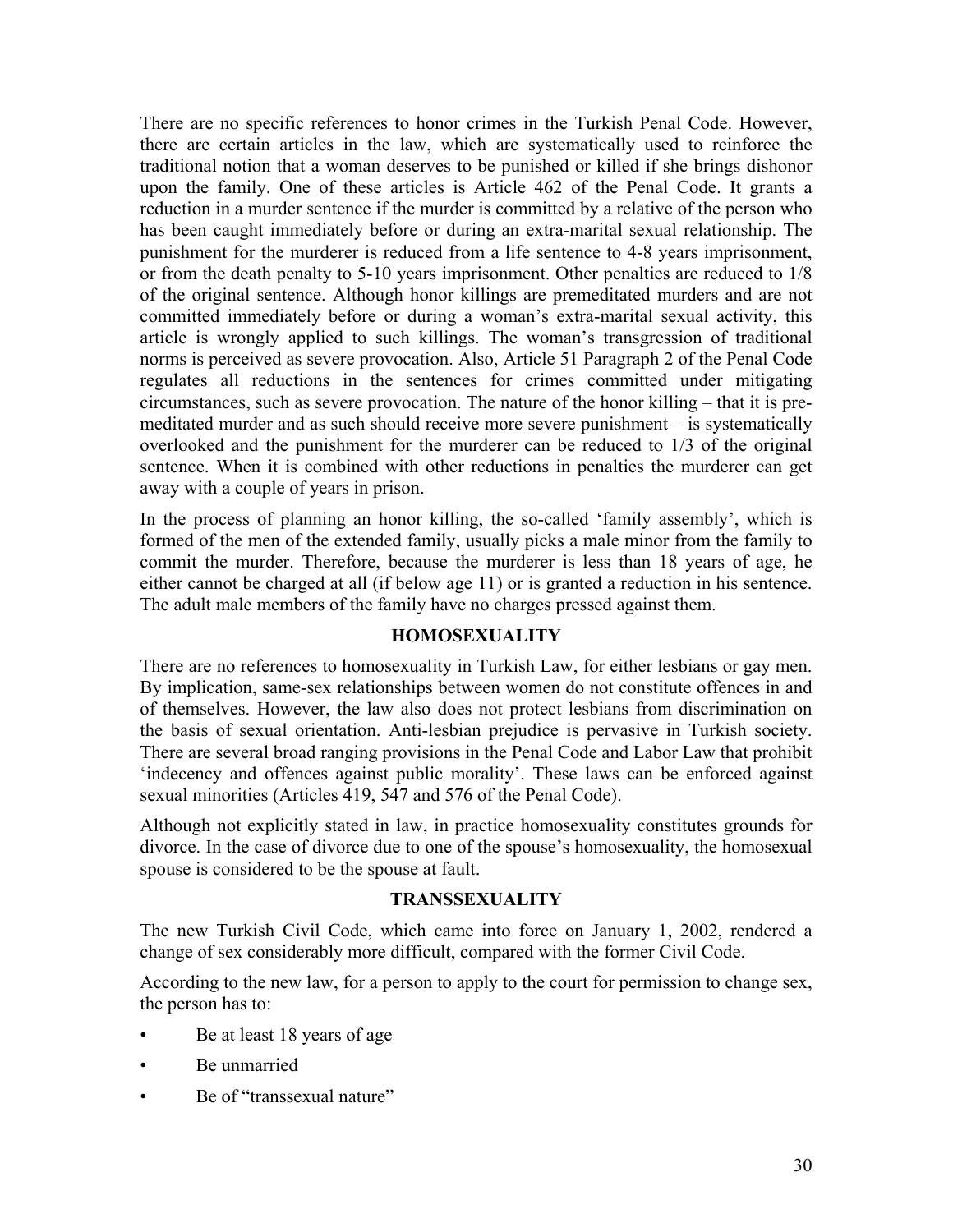There are no specific references to honor crimes in the Turkish Penal Code. However, there are certain articles in the law, which are systematically used to reinforce the traditional notion that a woman deserves to be punished or killed if she brings dishonor upon the family. One of these articles is Article 462 of the Penal Code. It grants a reduction in a murder sentence if the murder is committed by a relative of the person who has been caught immediately before or during an extra-marital sexual relationship. The punishment for the murderer is reduced from a life sentence to 4-8 years imprisonment, or from the death penalty to 5-10 years imprisonment. Other penalties are reduced to 1/8 of the original sentence. Although honor killings are premeditated murders and are not committed immediately before or during a woman's extra-marital sexual activity, this article is wrongly applied to such killings. The woman's transgression of traditional norms is perceived as severe provocation. Also, Article 51 Paragraph 2 of the Penal Code regulates all reductions in the sentences for crimes committed under mitigating circumstances, such as severe provocation. The nature of the honor killing – that it is pre-meditated murder and as such should receive more severe punishment – is systematically overlooked and the punishment for the murderer can be reduced to 1/3 of the original sentence. When it is combined with other reductions in penalties the murderer can get away with a couple of years in prison.

In the process of planning an honor killing, the so-called 'family assembly', which is formed of the men of the extended family, usually picks a male minor from the family to commit the murder. Therefore, because the murderer is less than 18 years of age, he either cannot be charged at all (if below age 11) or is granted a reduction in his sentence. The adult male members of the family have no charges pressed against them.

## HOMOSEXUALITY

There are no references to homosexuality in Turkish Law, for either lesbians or gay men. By implication, same-sex relationships between women do not constitute offences in and of themselves. However, the law also does not protect lesbians from discrimination on the basis of sexual orientation. Anti-lesbian prejudice is pervasive in Turkish society. There are several broad ranging provisions in the Penal Code and Labor Law that prohibit 'indecency and offences against public morality'. These laws can be enforced against sexual minorities (Articles 419, 547 and 576 of the Penal Code).

Although not explicitly stated in law, in practice homosexuality constitutes grounds for divorce. In the case of divorce due to one of the spouse's homosexuality, the homosexual spouse is considered to be the spouse at fault.

## TRANSSEXUALITY

The new Turkish Civil Code, which came into force on January 1, 2002, rendered a change of sex considerably more difficult, compared with the former Civil Code.

According to the new law, for a person to apply to the court for permission to change sex, the person has to:

- Be at least 18 years of age
- Be unmarried
- Be of "transsexual nature"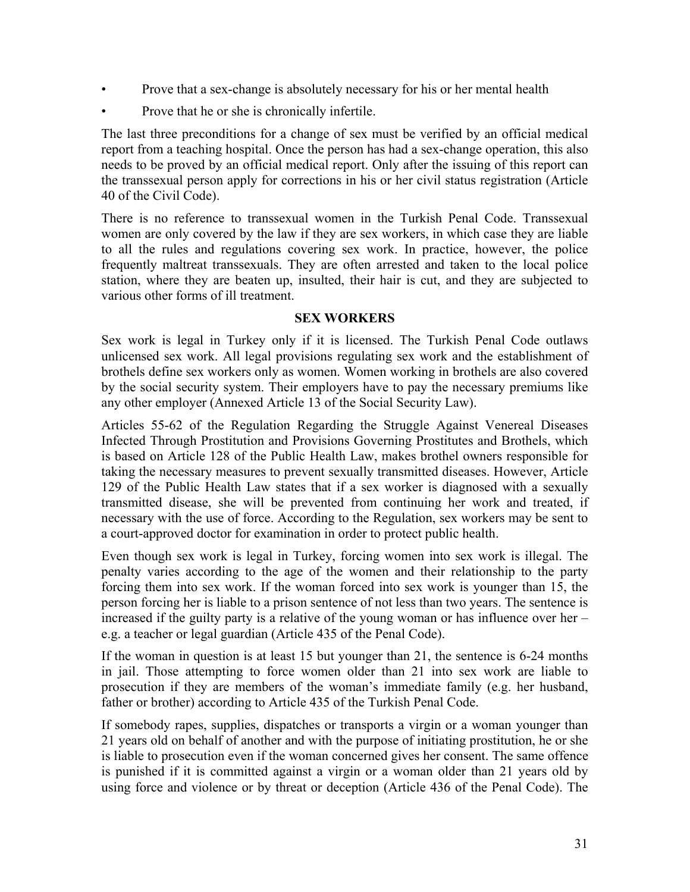- Prove that a sex-change is absolutely necessary for his or her mental health
- Prove that he or she is chronically infertile.

The last three preconditions for a change of sex must be verified by an official medical report from a teaching hospital. Once the person has had a sex-change operation, this also needs to be proved by an official medical report. Only after the issuing of this report can the transsexual person apply for corrections in his or her civil status registration (Article 40 of the Civil Code).

There is no reference to transsexual women in the Turkish Penal Code. Transsexual women are only covered by the law if they are sex workers, in which case they are liable to all the rules and regulations covering sex work. In practice, however, the police frequently maltreat transsexuals. They are often arrested and taken to the local police station, where they are beaten up, insulted, their hair is cut, and they are subjected to various other forms of ill treatment.

## SEX WORKERS

Sex work is legal in Turkey only if it is licensed. The Turkish Penal Code outlaws unlicensed sex work. All legal provisions regulating sex work and the establishment of brothels define sex workers only as women. Women working in brothels are also covered by the social security system. Their employers have to pay the necessary premiums like any other employer (Annexed Article 13 of the Social Security Law).

Articles 55-62 of the Regulation Regarding the Struggle Against Venereal Diseases Infected Through Prostitution and Provisions Governing Prostitutes and Brothels, which is based on Article 128 of the Public Health Law, makes brothel owners responsible for taking the necessary measures to prevent sexually transmitted diseases. However, Article 129 of the Public Health Law states that if a sex worker is diagnosed with a sexually transmitted disease, she will be prevented from continuing her work and treated, if necessary with the use of force. According to the Regulation, sex workers may be sent to a court-approved doctor for examination in order to protect public health.

Even though sex work is legal in Turkey, forcing women into sex work is illegal. The penalty varies according to the age of the women and their relationship to the party forcing them into sex work. If the woman forced into sex work is younger than 15, the person forcing her is liable to a prison sentence of not less than two years. The sentence is increased if the guilty party is a relative of the young woman or has influence over her – e.g. a teacher or legal guardian (Article 435 of the Penal Code).

If the woman in question is at least 15 but younger than 21, the sentence is 6-24 months in jail. Those attempting to force women older than 21 into sex work are liable to prosecution if they are members of the woman's immediate family (e.g. her husband, father or brother) according to Article 435 of the Turkish Penal Code.

If somebody rapes, supplies, dispatches or transports a virgin or a woman younger than 21 years old on behalf of another and with the purpose of initiating prostitution, he or she is liable to prosecution even if the woman concerned gives her consent. The same offence is punished if it is committed against a virgin or a woman older than 21 years old by using force and violence or by threat or deception (Article 436 of the Penal Code). The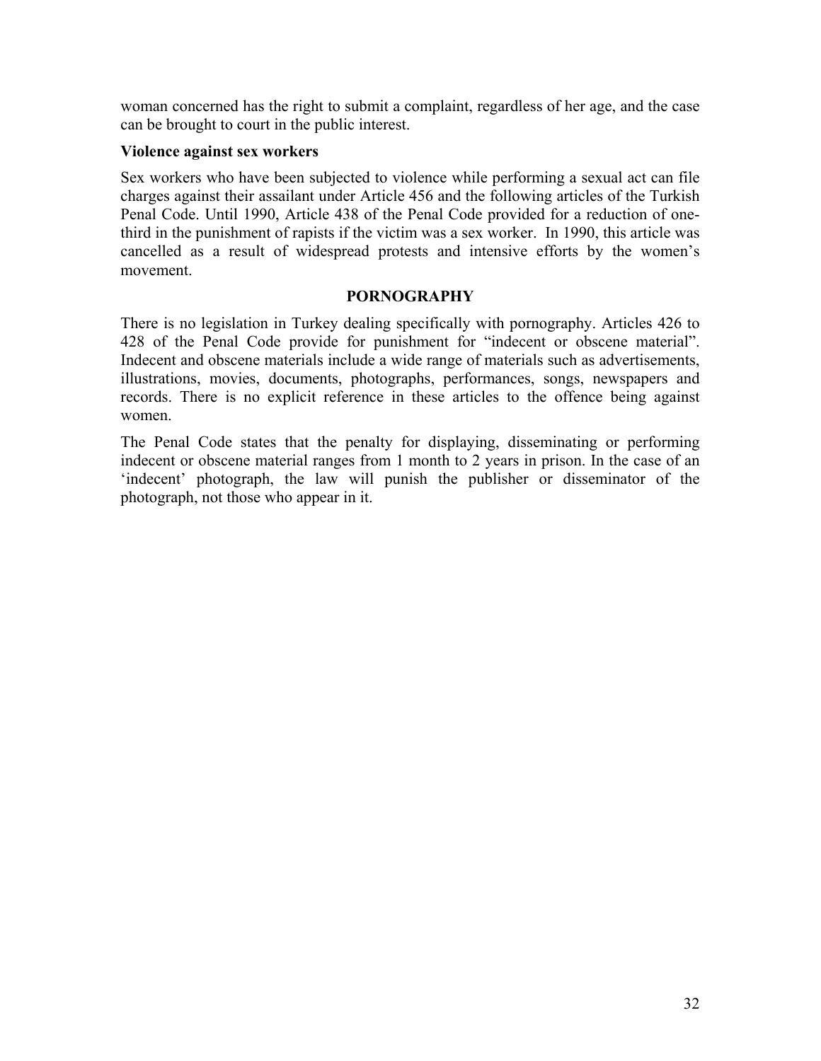woman concerned has the right to submit a complaint, regardless of her age, and the case can be brought to court in the public interest.

**Violence against sex workers**

Sex workers who have been subjected to violence while performing a sexual act can file charges against their assailant under Article 456 and the following articles of the Turkish Penal Code. Until 1990, Article 438 of the Penal Code provided for a reduction of one-third in the punishment of rapists if the victim was a sex worker. In 1990, this article was cancelled as a result of widespread protests and intensive efforts by the women's movement.

## PORNOGRAPHY

There is no legislation in Turkey dealing specifically with pornography. Articles 426 to 428 of the Penal Code provide for punishment for "indecent or obscene material". Indecent and obscene materials include a wide range of materials such as advertisements, illustrations, movies, documents, photographs, performances, songs, newspapers and records. There is no explicit reference in these articles to the offence being against women.

The Penal Code states that the penalty for displaying, disseminating or performing indecent or obscene material ranges from 1 month to 2 years in prison. In the case of an 'indecent' photograph, the law will punish the publisher or disseminator of the photograph, not those who appear in it.